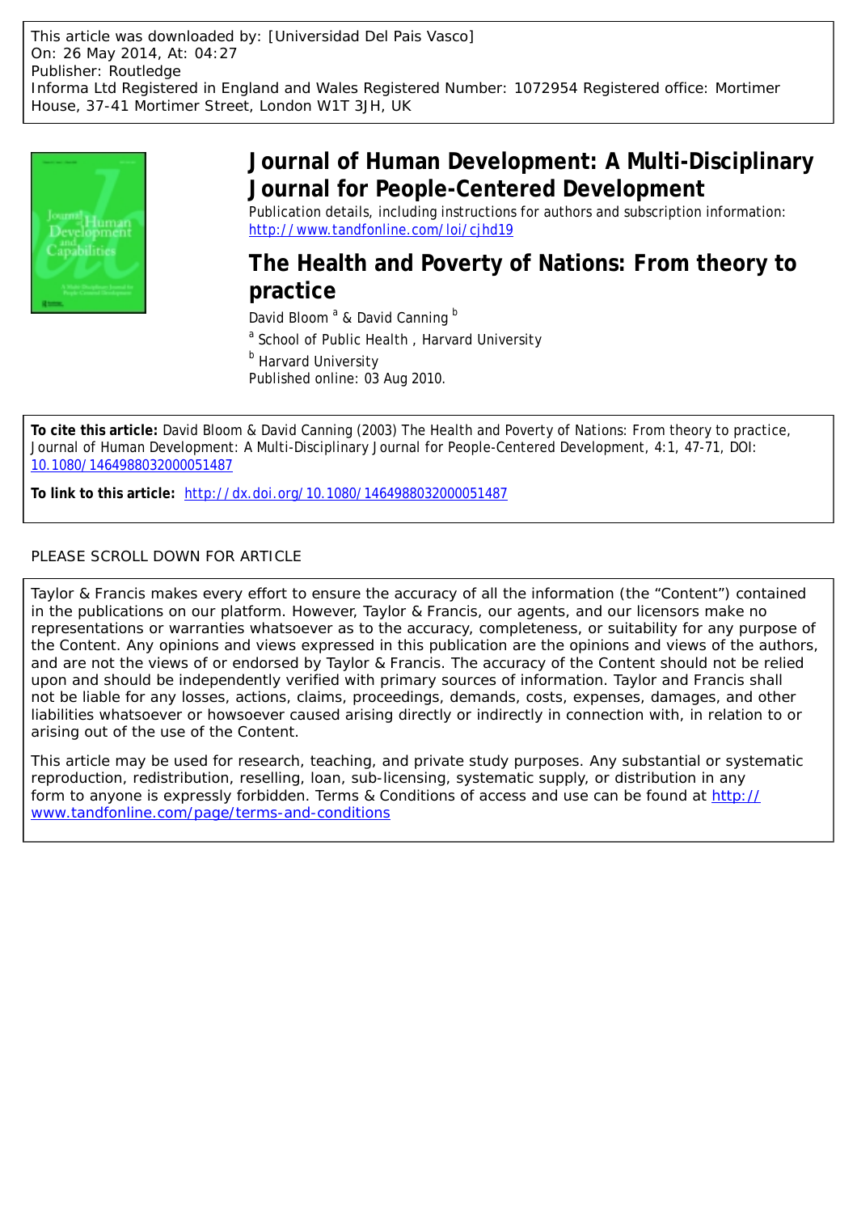This article was downloaded by: [Universidad Del Pais Vasco]
On: 26 May 2014, At: 04:27
Publisher: Routledge
Informa Ltd Registered in England and Wales Registered Number: 1072954 Registered office: Mortimer House, 37-41 Mortimer Street, London W1T 3JH, UK

# Journal of Human Development: A Multi-Disciplinary Journal for People-Centered Development

Publication details, including instructions for authors and subscription information:
http://www.tandfonline.com/loi/cjhd19

## The Health and Poverty of Nations: From theory to practice

David Bloom [a] & David Canning [b]

[a] School of Public Health , Harvard University

[b] Harvard University

Published online: 03 Aug 2010.

**To cite this article:** David Bloom & David Canning (2003) The Health and Poverty of Nations: From theory to practice, Journal of Human Development: A Multi-Disciplinary Journal for People-Centered Development, 4:1, 47-71, DOI: 10.1080/1464988032000051487

**To link to this article:** http://dx.doi.org/10.1080/1464988032000051487

PLEASE SCROLL DOWN FOR ARTICLE

Taylor & Francis makes every effort to ensure the accuracy of all the information (the "Content") contained in the publications on our platform. However, Taylor & Francis, our agents, and our licensors make no representations or warranties whatsoever as to the accuracy, completeness, or suitability for any purpose of the Content. Any opinions and views expressed in this publication are the opinions and views of the authors, and are not the views of or endorsed by Taylor & Francis. The accuracy of the Content should not be relied upon and should be independently verified with primary sources of information. Taylor and Francis shall not be liable for any losses, actions, claims, proceedings, demands, costs, expenses, damages, and other liabilities whatsoever or howsoever caused arising directly or indirectly in connection with, in relation to or arising out of the use of the Content.

This article may be used for research, teaching, and private study purposes. Any substantial or systematic reproduction, redistribution, reselling, loan, sub-licensing, systematic supply, or distribution in any form to anyone is expressly forbidden. Terms & Conditions of access and use can be found at http://www.tandfonline.com/page/terms-and-conditions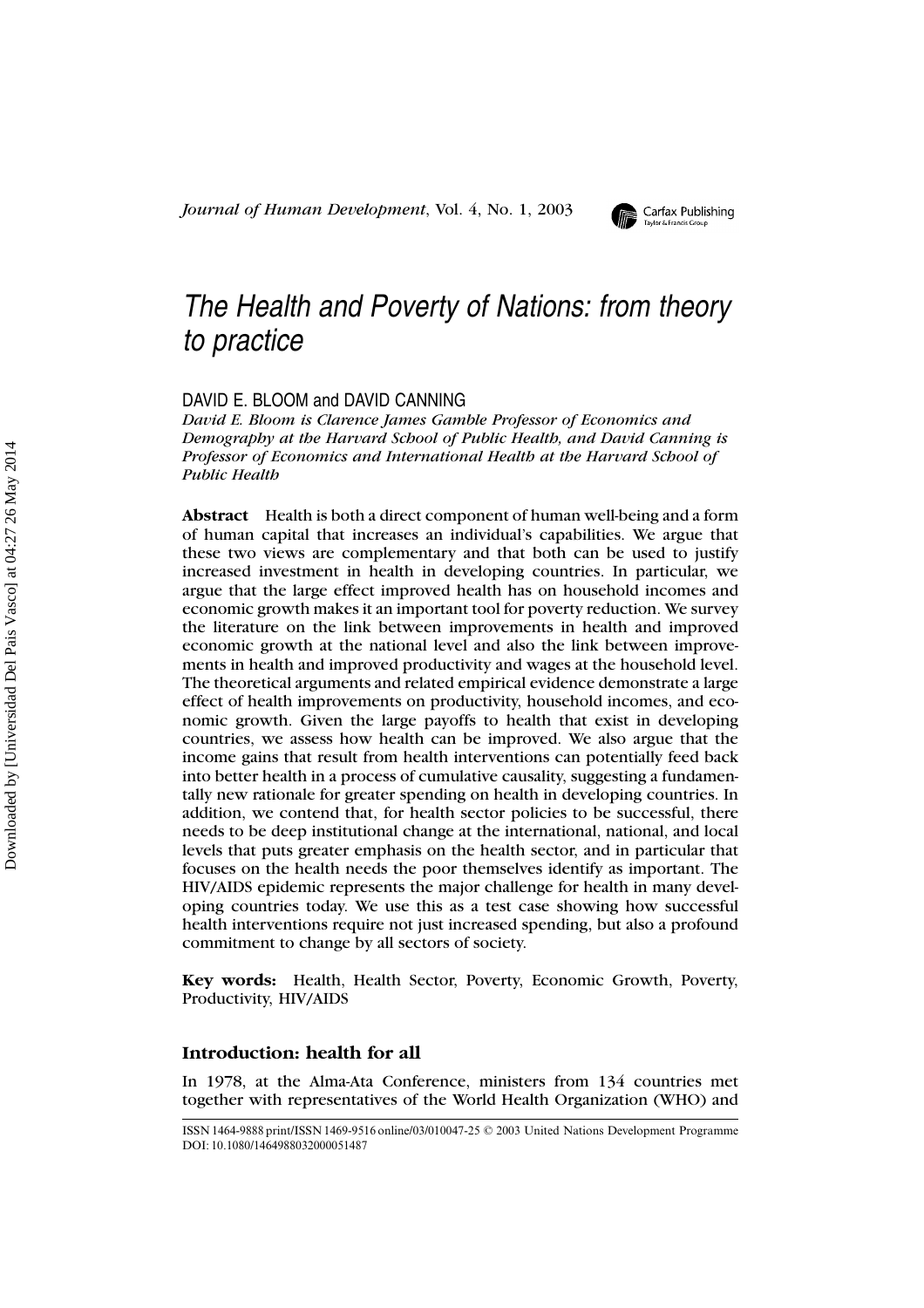# The Health and Poverty of Nations: from theory to practice

DAVID E. BLOOM and DAVID CANNING

*David E. Bloom is Clarence James Gamble Professor of Economics and Demography at the Harvard School of Public Health, and David Canning is Professor of Economics and International Health at the Harvard School of Public Health*

**Abstract** Health is both a direct component of human well-being and a form of human capital that increases an individual's capabilities. We argue that these two views are complementary and that both can be used to justify increased investment in health in developing countries. In particular, we argue that the large effect improved health has on household incomes and economic growth makes it an important tool for poverty reduction. We survey the literature on the link between improvements in health and improved economic growth at the national level and also the link between improvements in health and improved productivity and wages at the household level. The theoretical arguments and related empirical evidence demonstrate a large effect of health improvements on productivity, household incomes, and economic growth. Given the large payoffs to health that exist in developing countries, we assess how health can be improved. We also argue that the income gains that result from health interventions can potentially feed back into better health in a process of cumulative causality, suggesting a fundamentally new rationale for greater spending on health in developing countries. In addition, we contend that, for health sector policies to be successful, there needs to be deep institutional change at the international, national, and local levels that puts greater emphasis on the health sector, and in particular that focuses on the health needs the poor themselves identify as important. The HIV/AIDS epidemic represents the major challenge for health in many developing countries today. We use this as a test case showing how successful health interventions require not just increased spending, but also a profound commitment to change by all sectors of society.

**Key words:** Health, Health Sector, Poverty, Economic Growth, Poverty, Productivity, HIV/AIDS

## Introduction: health for all

In 1978, at the Alma-Ata Conference, ministers from 134 countries met together with representatives of the World Health Organization (WHO) and

ISSN 1464-9888 print/ISSN 1469-9516 online/03/010047-25 © 2003 United Nations Development Programme
DOI: 10.1080/1464988032000051487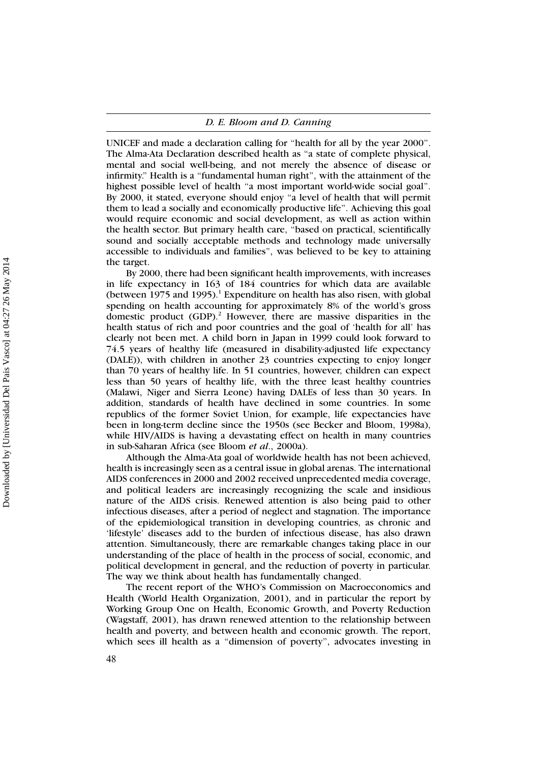UNICEF and made a declaration calling for "health for all by the year 2000". The Alma-Ata Declaration described health as "a state of complete physical, mental and social well-being, and not merely the absence of disease or infirmity." Health is a "fundamental human right", with the attainment of the highest possible level of health "a most important world-wide social goal". By 2000, it stated, everyone should enjoy "a level of health that will permit them to lead a socially and economically productive life". Achieving this goal would require economic and social development, as well as action within the health sector. But primary health care, "based on practical, scientifically sound and socially acceptable methods and technology made universally accessible to individuals and families", was believed to be key to attaining the target.

By 2000, there had been significant health improvements, with increases in life expectancy in 163 of 184 countries for which data are available (between 1975 and 1995).[1] Expenditure on health has also risen, with global spending on health accounting for approximately 8% of the world's gross domestic product (GDP).[2] However, there are massive disparities in the health status of rich and poor countries and the goal of 'health for all' has clearly not been met. A child born in Japan in 1999 could look forward to 74.5 years of healthy life (measured in disability-adjusted life expectancy (DALE)), with children in another 23 countries expecting to enjoy longer than 70 years of healthy life. In 51 countries, however, children can expect less than 50 years of healthy life, with the three least healthy countries (Malawi, Niger and Sierra Leone) having DALEs of less than 30 years. In addition, standards of health have declined in some countries. In some republics of the former Soviet Union, for example, life expectancies have been in long-term decline since the 1950s (see Becker and Bloom, 1998a), while HIV/AIDS is having a devastating effect on health in many countries in sub-Saharan Africa (see Bloom *et al*., 2000a).

Although the Alma-Ata goal of worldwide health has not been achieved, health is increasingly seen as a central issue in global arenas. The international AIDS conferences in 2000 and 2002 received unprecedented media coverage, and political leaders are increasingly recognizing the scale and insidious nature of the AIDS crisis. Renewed attention is also being paid to other infectious diseases, after a period of neglect and stagnation. The importance of the epidemiological transition in developing countries, as chronic and 'lifestyle' diseases add to the burden of infectious disease, has also drawn attention. Simultaneously, there are remarkable changes taking place in our understanding of the place of health in the process of social, economic, and political development in general, and the reduction of poverty in particular. The way we think about health has fundamentally changed.

The recent report of the WHO's Commission on Macroeconomics and Health (World Health Organization, 2001), and in particular the report by Working Group One on Health, Economic Growth, and Poverty Reduction (Wagstaff, 2001), has drawn renewed attention to the relationship between health and poverty, and between health and economic growth. The report, which sees ill health as a "dimension of poverty", advocates investing in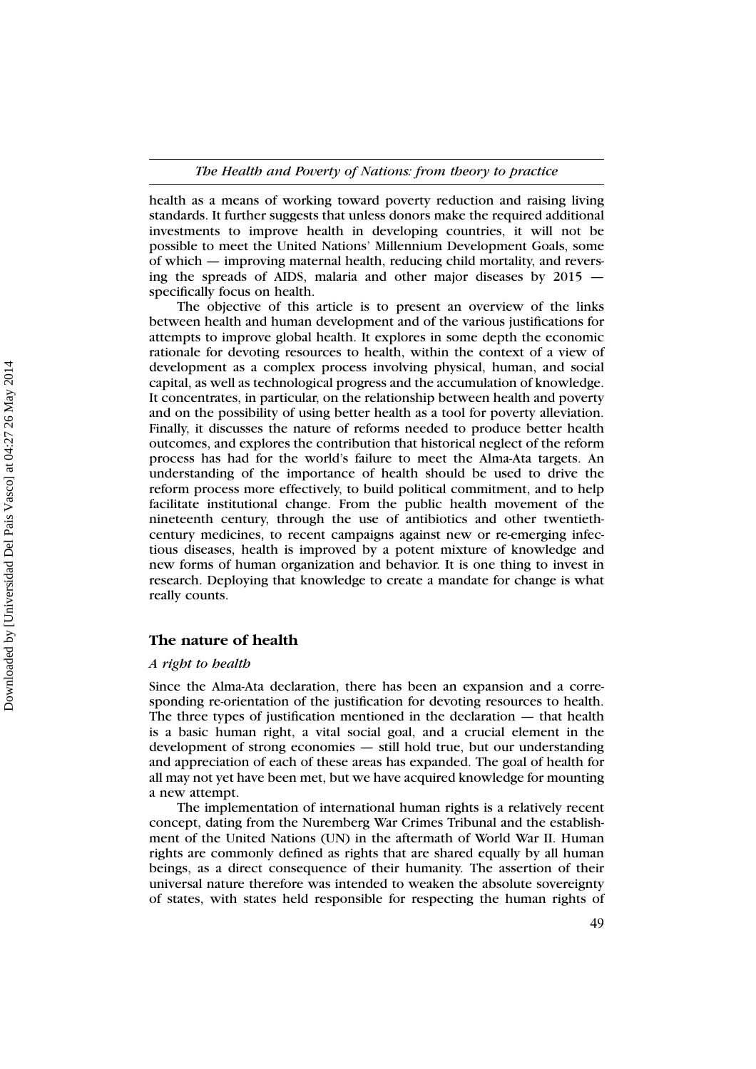health as a means of working toward poverty reduction and raising living standards. It further suggests that unless donors make the required additional investments to improve health in developing countries, it will not be possible to meet the United Nations' Millennium Development Goals, some of which — improving maternal health, reducing child mortality, and reversing the spreads of AIDS, malaria and other major diseases by 2015 — specifically focus on health.

The objective of this article is to present an overview of the links between health and human development and of the various justifications for attempts to improve global health. It explores in some depth the economic rationale for devoting resources to health, within the context of a view of development as a complex process involving physical, human, and social capital, as well as technological progress and the accumulation of knowledge. It concentrates, in particular, on the relationship between health and poverty and on the possibility of using better health as a tool for poverty alleviation. Finally, it discusses the nature of reforms needed to produce better health outcomes, and explores the contribution that historical neglect of the reform process has had for the world's failure to meet the Alma-Ata targets. An understanding of the importance of health should be used to drive the reform process more effectively, to build political commitment, and to help facilitate institutional change. From the public health movement of the nineteenth century, through the use of antibiotics and other twentieth-century medicines, to recent campaigns against new or re-emerging infectious diseases, health is improved by a potent mixture of knowledge and new forms of human organization and behavior. It is one thing to invest in research. Deploying that knowledge to create a mandate for change is what really counts.

## The nature of health

### *A right to health*

Since the Alma-Ata declaration, there has been an expansion and a corresponding re-orientation of the justification for devoting resources to health. The three types of justification mentioned in the declaration — that health is a basic human right, a vital social goal, and a crucial element in the development of strong economies — still hold true, but our understanding and appreciation of each of these areas has expanded. The goal of health for all may not yet have been met, but we have acquired knowledge for mounting a new attempt.

The implementation of international human rights is a relatively recent concept, dating from the Nuremberg War Crimes Tribunal and the establishment of the United Nations (UN) in the aftermath of World War II. Human rights are commonly defined as rights that are shared equally by all human beings, as a direct consequence of their humanity. The assertion of their universal nature therefore was intended to weaken the absolute sovereignty of states, with states held responsible for respecting the human rights of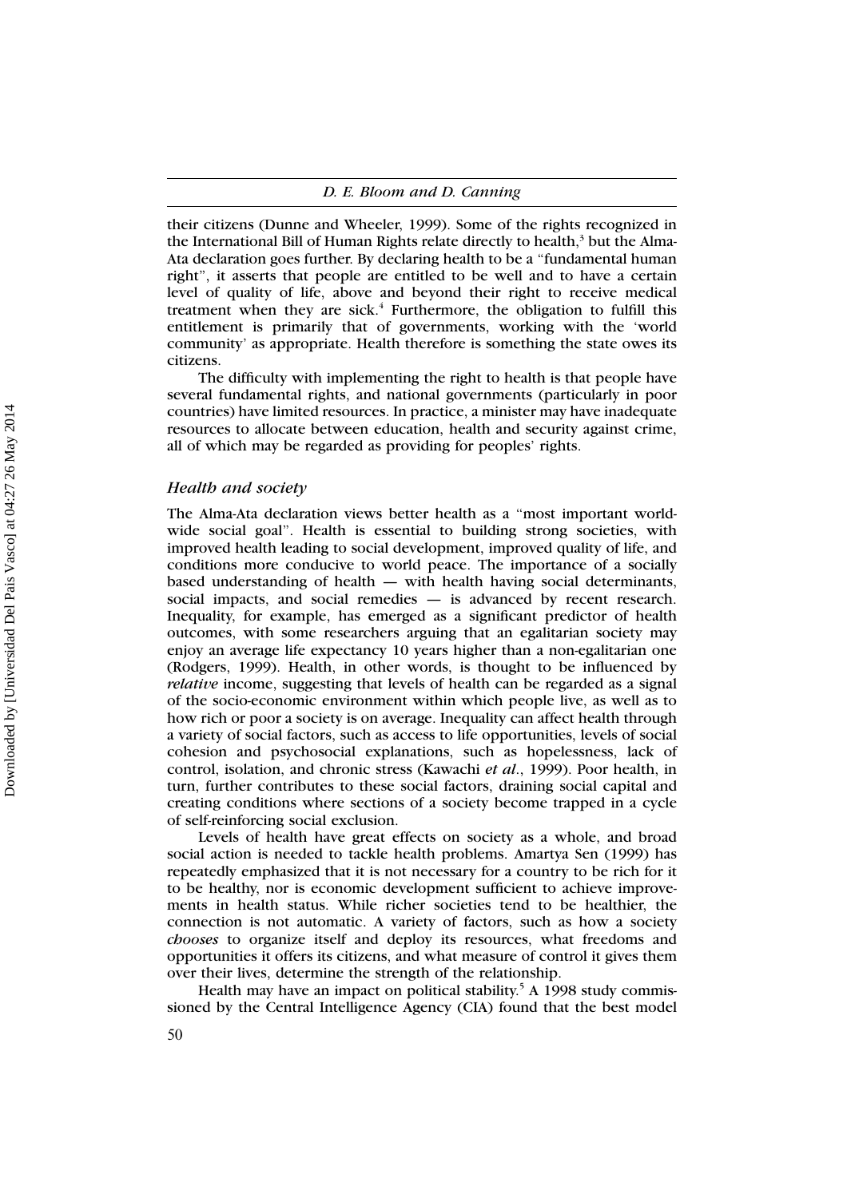their citizens (Dunne and Wheeler, 1999). Some of the rights recognized in the International Bill of Human Rights relate directly to health,[3] but the Alma-Ata declaration goes further. By declaring health to be a "fundamental human right", it asserts that people are entitled to be well and to have a certain level of quality of life, above and beyond their right to receive medical treatment when they are sick.[4] Furthermore, the obligation to fulfill this entitlement is primarily that of governments, working with the 'world community' as appropriate. Health therefore is something the state owes its citizens.

The difficulty with implementing the right to health is that people have several fundamental rights, and national governments (particularly in poor countries) have limited resources. In practice, a minister may have inadequate resources to allocate between education, health and security against crime, all of which may be regarded as providing for peoples' rights.

### *Health and society*

The Alma-Ata declaration views better health as a "most important world-wide social goal". Health is essential to building strong societies, with improved health leading to social development, improved quality of life, and conditions more conducive to world peace. The importance of a socially based understanding of health — with health having social determinants, social impacts, and social remedies — is advanced by recent research. Inequality, for example, has emerged as a significant predictor of health outcomes, with some researchers arguing that an egalitarian society may enjoy an average life expectancy 10 years higher than a non-egalitarian one (Rodgers, 1999). Health, in other words, is thought to be influenced by *relative* income, suggesting that levels of health can be regarded as a signal of the socio-economic environment within which people live, as well as to how rich or poor a society is on average. Inequality can affect health through a variety of social factors, such as access to life opportunities, levels of social cohesion and psychosocial explanations, such as hopelessness, lack of control, isolation, and chronic stress (Kawachi *et al*., 1999). Poor health, in turn, further contributes to these social factors, draining social capital and creating conditions where sections of a society become trapped in a cycle of self-reinforcing social exclusion.

Levels of health have great effects on society as a whole, and broad social action is needed to tackle health problems. Amartya Sen (1999) has repeatedly emphasized that it is not necessary for a country to be rich for it to be healthy, nor is economic development sufficient to achieve improvements in health status. While richer societies tend to be healthier, the connection is not automatic. A variety of factors, such as how a society *chooses* to organize itself and deploy its resources, what freedoms and opportunities it offers its citizens, and what measure of control it gives them over their lives, determine the strength of the relationship.

Health may have an impact on political stability.[5] A 1998 study commissioned by the Central Intelligence Agency (CIA) found that the best model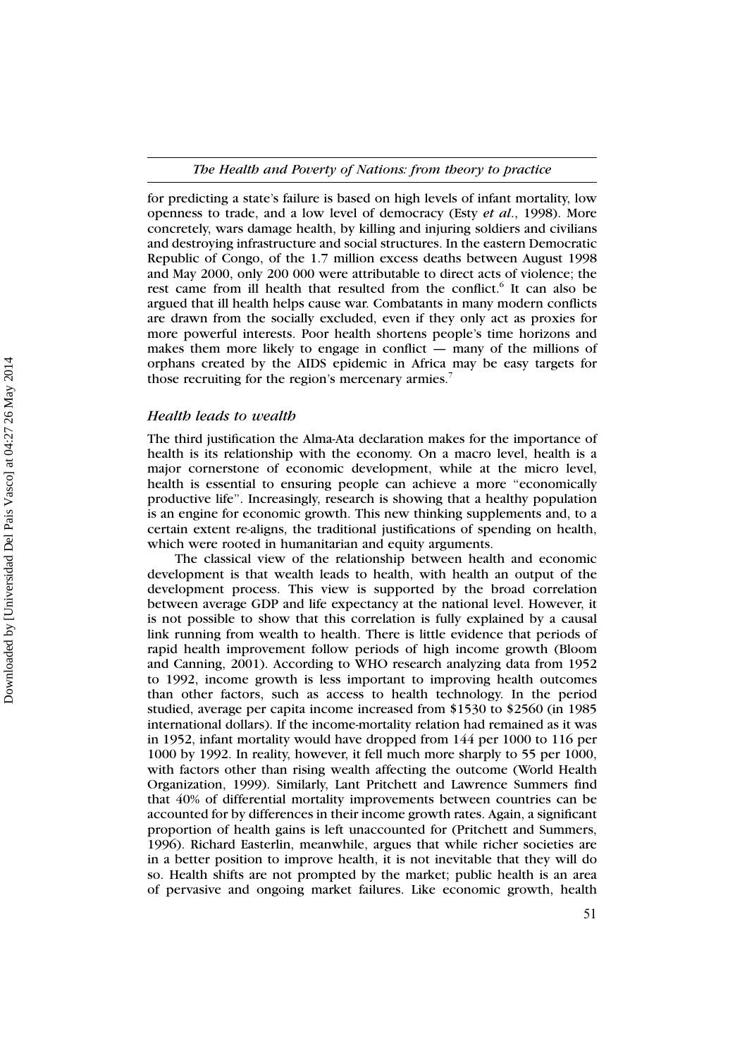for predicting a state's failure is based on high levels of infant mortality, low openness to trade, and a low level of democracy (Esty *et al*., 1998). More concretely, wars damage health, by killing and injuring soldiers and civilians and destroying infrastructure and social structures. In the eastern Democratic Republic of Congo, of the 1.7 million excess deaths between August 1998 and May 2000, only 200 000 were attributable to direct acts of violence; the rest came from ill health that resulted from the conflict.[6] It can also be argued that ill health helps cause war. Combatants in many modern conflicts are drawn from the socially excluded, even if they only act as proxies for more powerful interests. Poor health shortens people's time horizons and makes them more likely to engage in conflict — many of the millions of orphans created by the AIDS epidemic in Africa may be easy targets for those recruiting for the region's mercenary armies.[7]

### *Health leads to wealth*

The third justification the Alma-Ata declaration makes for the importance of health is its relationship with the economy. On a macro level, health is a major cornerstone of economic development, while at the micro level, health is essential to ensuring people can achieve a more "economically productive life". Increasingly, research is showing that a healthy population is an engine for economic growth. This new thinking supplements and, to a certain extent re-aligns, the traditional justifications of spending on health, which were rooted in humanitarian and equity arguments.

The classical view of the relationship between health and economic development is that wealth leads to health, with health an output of the development process. This view is supported by the broad correlation between average GDP and life expectancy at the national level. However, it is not possible to show that this correlation is fully explained by a causal link running from wealth to health. There is little evidence that periods of rapid health improvement follow periods of high income growth (Bloom and Canning, 2001). According to WHO research analyzing data from 1952 to 1992, income growth is less important to improving health outcomes than other factors, such as access to health technology. In the period studied, average per capita income increased from $1530 to $2560 (in 1985 international dollars). If the income-mortality relation had remained as it was in 1952, infant mortality would have dropped from 144 per 1000 to 116 per 1000 by 1992. In reality, however, it fell much more sharply to 55 per 1000, with factors other than rising wealth affecting the outcome (World Health Organization, 1999). Similarly, Lant Pritchett and Lawrence Summers find that 40% of differential mortality improvements between countries can be accounted for by differences in their income growth rates. Again, a significant proportion of health gains is left unaccounted for (Pritchett and Summers, 1996). Richard Easterlin, meanwhile, argues that while richer societies are in a better position to improve health, it is not inevitable that they will do so. Health shifts are not prompted by the market; public health is an area of pervasive and ongoing market failures. Like economic growth, health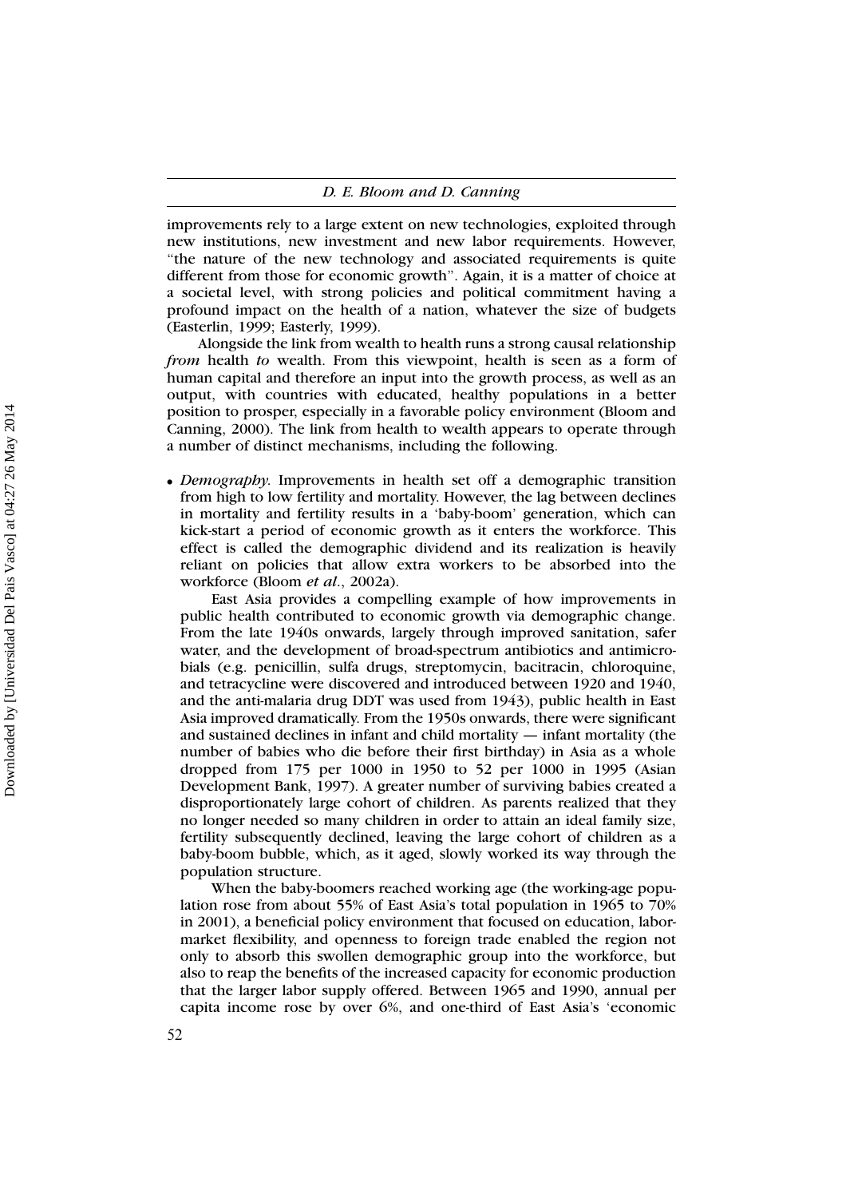improvements rely to a large extent on new technologies, exploited through new institutions, new investment and new labor requirements. However, "the nature of the new technology and associated requirements is quite different from those for economic growth". Again, it is a matter of choice at a societal level, with strong policies and political commitment having a profound impact on the health of a nation, whatever the size of budgets (Easterlin, 1999; Easterly, 1999).

Alongside the link from wealth to health runs a strong causal relationship *from* health *to* wealth. From this viewpoint, health is seen as a form of human capital and therefore an input into the growth process, as well as an output, with countries with educated, healthy populations in a better position to prosper, especially in a favorable policy environment (Bloom and Canning, 2000). The link from health to wealth appears to operate through a number of distinct mechanisms, including the following.

- *Demography.* Improvements in health set off a demographic transition from high to low fertility and mortality. However, the lag between declines in mortality and fertility results in a 'baby-boom' generation, which can kick-start a period of economic growth as it enters the workforce. This effect is called the demographic dividend and its realization is heavily reliant on policies that allow extra workers to be absorbed into the workforce (Bloom *et al.*, 2002a).

  East Asia provides a compelling example of how improvements in public health contributed to economic growth via demographic change. From the late 1940s onwards, largely through improved sanitation, safer water, and the development of broad-spectrum antibiotics and antimicrobials (e.g. penicillin, sulfa drugs, streptomycin, bacitracin, chloroquine, and tetracycline were discovered and introduced between 1920 and 1940, and the anti-malaria drug DDT was used from 1943), public health in East Asia improved dramatically. From the 1950s onwards, there were significant and sustained declines in infant and child mortality — infant mortality (the number of babies who die before their first birthday) in Asia as a whole dropped from 175 per 1000 in 1950 to 52 per 1000 in 1995 (Asian Development Bank, 1997). A greater number of surviving babies created a disproportionately large cohort of children. As parents realized that they no longer needed so many children in order to attain an ideal family size, fertility subsequently declined, leaving the large cohort of children as a baby-boom bubble, which, as it aged, slowly worked its way through the population structure.

  When the baby-boomers reached working age (the working-age population rose from about 55% of East Asia's total population in 1965 to 70% in 2001), a beneficial policy environment that focused on education, labor-market flexibility, and openness to foreign trade enabled the region not only to absorb this swollen demographic group into the workforce, but also to reap the benefits of the increased capacity for economic production that the larger labor supply offered. Between 1965 and 1990, annual per capita income rose by over 6%, and one-third of East Asia's 'economic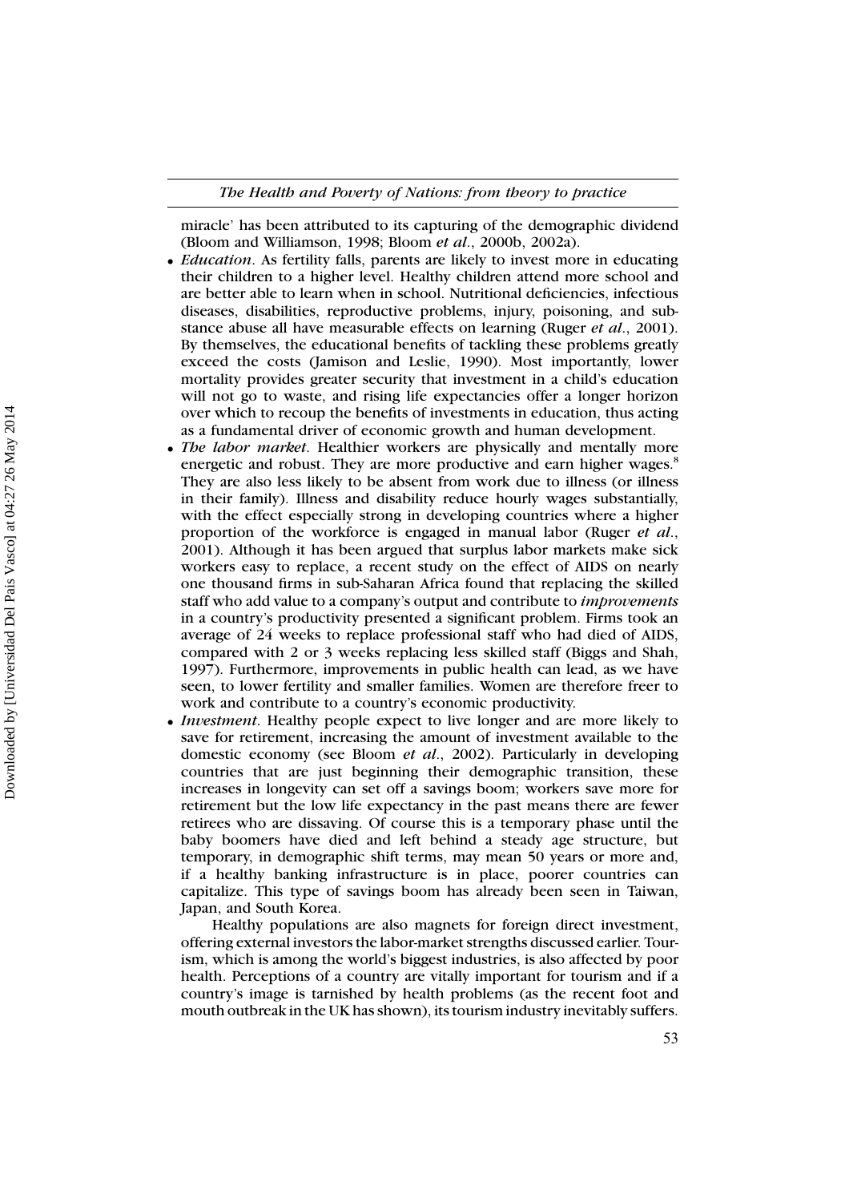miracle' has been attributed to its capturing of the demographic dividend (Bloom and Williamson, 1998; Bloom *et al*., 2000b, 2002a).

- *Education*. As fertility falls, parents are likely to invest more in educating their children to a higher level. Healthy children attend more school and are better able to learn when in school. Nutritional deficiencies, infectious diseases, disabilities, reproductive problems, injury, poisoning, and substance abuse all have measurable effects on learning (Ruger *et al*., 2001). By themselves, the educational benefits of tackling these problems greatly exceed the costs (Jamison and Leslie, 1990). Most importantly, lower mortality provides greater security that investment in a child's education will not go to waste, and rising life expectancies offer a longer horizon over which to recoup the benefits of investments in education, thus acting as a fundamental driver of economic growth and human development.
- *The labor market*. Healthier workers are physically and mentally more energetic and robust. They are more productive and earn higher wages.[8] They are also less likely to be absent from work due to illness (or illness in their family). Illness and disability reduce hourly wages substantially, with the effect especially strong in developing countries where a higher proportion of the workforce is engaged in manual labor (Ruger *et al*., 2001). Although it has been argued that surplus labor markets make sick workers easy to replace, a recent study on the effect of AIDS on nearly one thousand firms in sub-Saharan Africa found that replacing the skilled staff who add value to a company's output and contribute to *improvements* in a country's productivity presented a significant problem. Firms took an average of 24 weeks to replace professional staff who had died of AIDS, compared with 2 or 3 weeks replacing less skilled staff (Biggs and Shah, 1997). Furthermore, improvements in public health can lead, as we have seen, to lower fertility and smaller families. Women are therefore freer to work and contribute to a country's economic productivity.
- *Investment*. Healthy people expect to live longer and are more likely to save for retirement, increasing the amount of investment available to the domestic economy (see Bloom *et al*., 2002). Particularly in developing countries that are just beginning their demographic transition, these increases in longevity can set off a savings boom; workers save more for retirement but the low life expectancy in the past means there are fewer retirees who are dissaving. Of course this is a temporary phase until the baby boomers have died and left behind a steady age structure, but temporary, in demographic shift terms, may mean 50 years or more and, if a healthy banking infrastructure is in place, poorer countries can capitalize. This type of savings boom has already been seen in Taiwan, Japan, and South Korea.

  Healthy populations are also magnets for foreign direct investment, offering external investors the labor-market strengths discussed earlier. Tourism, which is among the world's biggest industries, is also affected by poor health. Perceptions of a country are vitally important for tourism and if a country's image is tarnished by health problems (as the recent foot and mouth outbreak in the UK has shown), its tourism industry inevitably suffers.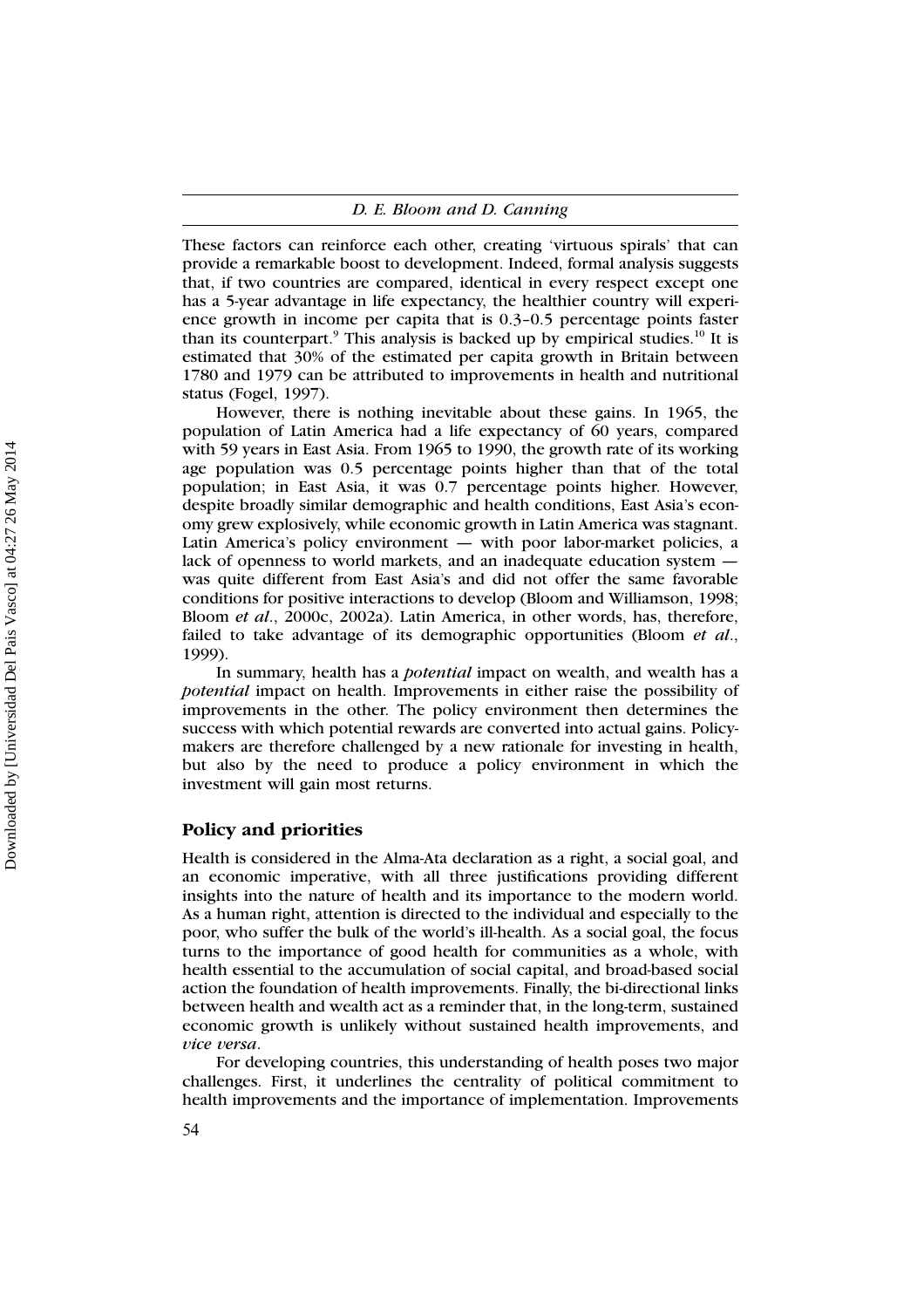These factors can reinforce each other, creating 'virtuous spirals' that can provide a remarkable boost to development. Indeed, formal analysis suggests that, if two countries are compared, identical in every respect except one has a 5-year advantage in life expectancy, the healthier country will experience growth in income per capita that is 0.3–0.5 percentage points faster than its counterpart.[9] This analysis is backed up by empirical studies.[10] It is estimated that 30% of the estimated per capita growth in Britain between 1780 and 1979 can be attributed to improvements in health and nutritional status (Fogel, 1997).

However, there is nothing inevitable about these gains. In 1965, the population of Latin America had a life expectancy of 60 years, compared with 59 years in East Asia. From 1965 to 1990, the growth rate of its working age population was 0.5 percentage points higher than that of the total population; in East Asia, it was 0.7 percentage points higher. However, despite broadly similar demographic and health conditions, East Asia's economy grew explosively, while economic growth in Latin America was stagnant. Latin America's policy environment — with poor labor-market policies, a lack of openness to world markets, and an inadequate education system — was quite different from East Asia's and did not offer the same favorable conditions for positive interactions to develop (Bloom and Williamson, 1998; Bloom *et al*., 2000c, 2002a). Latin America, in other words, has, therefore, failed to take advantage of its demographic opportunities (Bloom *et al*., 1999).

In summary, health has a *potential* impact on wealth, and wealth has a *potential* impact on health. Improvements in either raise the possibility of improvements in the other. The policy environment then determines the success with which potential rewards are converted into actual gains. Policy-makers are therefore challenged by a new rationale for investing in health, but also by the need to produce a policy environment in which the investment will gain most returns.

## Policy and priorities

Health is considered in the Alma-Ata declaration as a right, a social goal, and an economic imperative, with all three justifications providing different insights into the nature of health and its importance to the modern world. As a human right, attention is directed to the individual and especially to the poor, who suffer the bulk of the world's ill-health. As a social goal, the focus turns to the importance of good health for communities as a whole, with health essential to the accumulation of social capital, and broad-based social action the foundation of health improvements. Finally, the bi-directional links between health and wealth act as a reminder that, in the long-term, sustained economic growth is unlikely without sustained health improvements, and *vice versa*.

For developing countries, this understanding of health poses two major challenges. First, it underlines the centrality of political commitment to health improvements and the importance of implementation. Improvements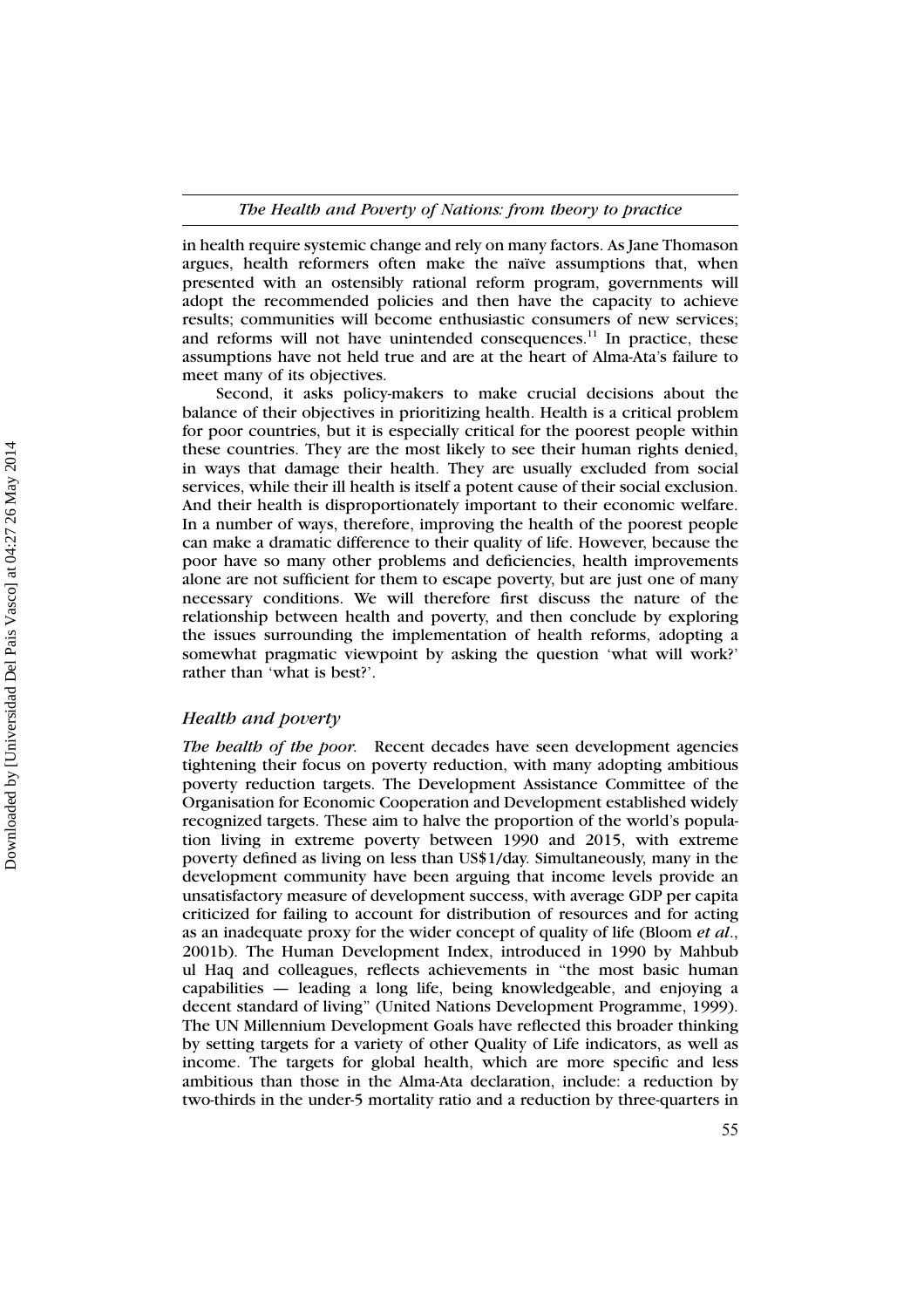in health require systemic change and rely on many factors. As Jane Thomason argues, health reformers often make the naïve assumptions that, when presented with an ostensibly rational reform program, governments will adopt the recommended policies and then have the capacity to achieve results; communities will become enthusiastic consumers of new services; and reforms will not have unintended consequences.[11] In practice, these assumptions have not held true and are at the heart of Alma-Ata's failure to meet many of its objectives.

Second, it asks policy-makers to make crucial decisions about the balance of their objectives in prioritizing health. Health is a critical problem for poor countries, but it is especially critical for the poorest people within these countries. They are the most likely to see their human rights denied, in ways that damage their health. They are usually excluded from social services, while their ill health is itself a potent cause of their social exclusion. And their health is disproportionately important to their economic welfare. In a number of ways, therefore, improving the health of the poorest people can make a dramatic difference to their quality of life. However, because the poor have so many other problems and deficiencies, health improvements alone are not sufficient for them to escape poverty, but are just one of many necessary conditions. We will therefore first discuss the nature of the relationship between health and poverty, and then conclude by exploring the issues surrounding the implementation of health reforms, adopting a somewhat pragmatic viewpoint by asking the question 'what will work?' rather than 'what is best?'.

## *Health and poverty*

*The health of the poor.* Recent decades have seen development agencies tightening their focus on poverty reduction, with many adopting ambitious poverty reduction targets. The Development Assistance Committee of the Organisation for Economic Cooperation and Development established widely recognized targets. These aim to halve the proportion of the world's population living in extreme poverty between 1990 and 2015, with extreme poverty defined as living on less than US$1/day. Simultaneously, many in the development community have been arguing that income levels provide an unsatisfactory measure of development success, with average GDP per capita criticized for failing to account for distribution of resources and for acting as an inadequate proxy for the wider concept of quality of life (Bloom *et al*., 2001b). The Human Development Index, introduced in 1990 by Mahbub ul Haq and colleagues, reflects achievements in "the most basic human capabilities — leading a long life, being knowledgeable, and enjoying a decent standard of living" (United Nations Development Programme, 1999). The UN Millennium Development Goals have reflected this broader thinking by setting targets for a variety of other Quality of Life indicators, as well as income. The targets for global health, which are more specific and less ambitious than those in the Alma-Ata declaration, include: a reduction by two-thirds in the under-5 mortality ratio and a reduction by three-quarters in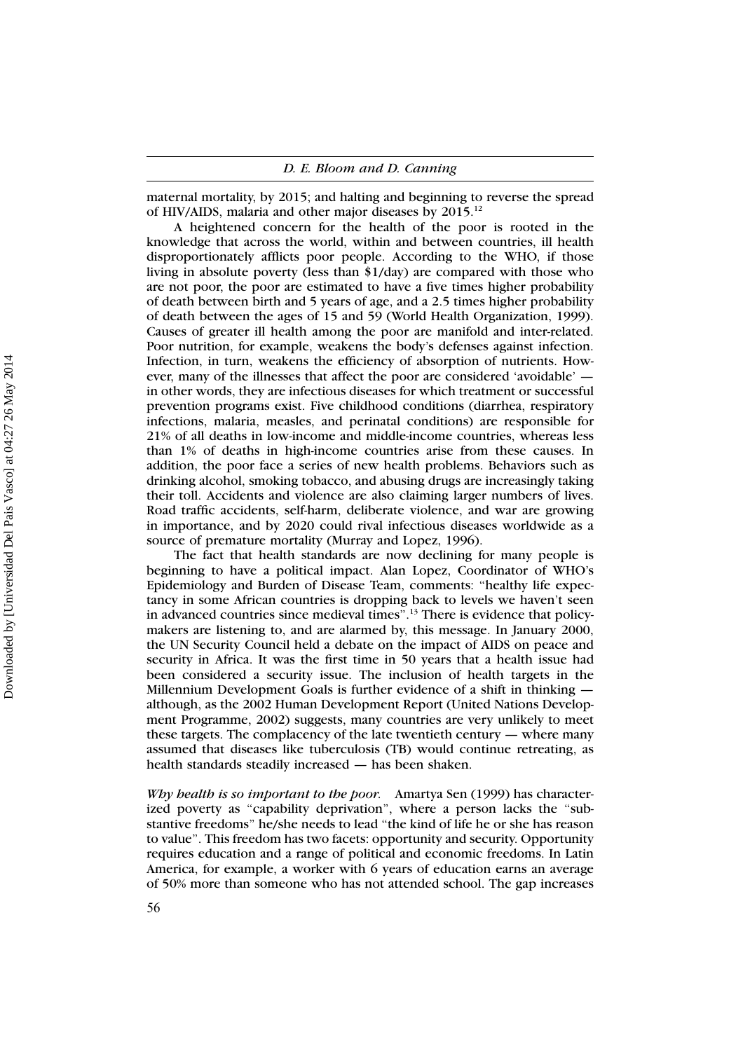maternal mortality, by 2015; and halting and beginning to reverse the spread of HIV/AIDS, malaria and other major diseases by 2015.[12]

A heightened concern for the health of the poor is rooted in the knowledge that across the world, within and between countries, ill health disproportionately afflicts poor people. According to the WHO, if those living in absolute poverty (less than $1/day) are compared with those who are not poor, the poor are estimated to have a five times higher probability of death between birth and 5 years of age, and a 2.5 times higher probability of death between the ages of 15 and 59 (World Health Organization, 1999). Causes of greater ill health among the poor are manifold and inter-related. Poor nutrition, for example, weakens the body's defenses against infection. Infection, in turn, weakens the efficiency of absorption of nutrients. However, many of the illnesses that affect the poor are considered 'avoidable' — in other words, they are infectious diseases for which treatment or successful prevention programs exist. Five childhood conditions (diarrhea, respiratory infections, malaria, measles, and perinatal conditions) are responsible for 21% of all deaths in low-income and middle-income countries, whereas less than 1% of deaths in high-income countries arise from these causes. In addition, the poor face a series of new health problems. Behaviors such as drinking alcohol, smoking tobacco, and abusing drugs are increasingly taking their toll. Accidents and violence are also claiming larger numbers of lives. Road traffic accidents, self-harm, deliberate violence, and war are growing in importance, and by 2020 could rival infectious diseases worldwide as a source of premature mortality (Murray and Lopez, 1996).

The fact that health standards are now declining for many people is beginning to have a political impact. Alan Lopez, Coordinator of WHO's Epidemiology and Burden of Disease Team, comments: "healthy life expectancy in some African countries is dropping back to levels we haven't seen in advanced countries since medieval times".[13] There is evidence that policymakers are listening to, and are alarmed by, this message. In January 2000, the UN Security Council held a debate on the impact of AIDS on peace and security in Africa. It was the first time in 50 years that a health issue had been considered a security issue. The inclusion of health targets in the Millennium Development Goals is further evidence of a shift in thinking — although, as the 2002 Human Development Report (United Nations Development Programme, 2002) suggests, many countries are very unlikely to meet these targets. The complacency of the late twentieth century — where many assumed that diseases like tuberculosis (TB) would continue retreating, as health standards steadily increased — has been shaken.

*Why health is so important to the poor.* Amartya Sen (1999) has characterized poverty as "capability deprivation", where a person lacks the "substantive freedoms" he/she needs to lead "the kind of life he or she has reason to value". This freedom has two facets: opportunity and security. Opportunity requires education and a range of political and economic freedoms. In Latin America, for example, a worker with 6 years of education earns an average of 50% more than someone who has not attended school. The gap increases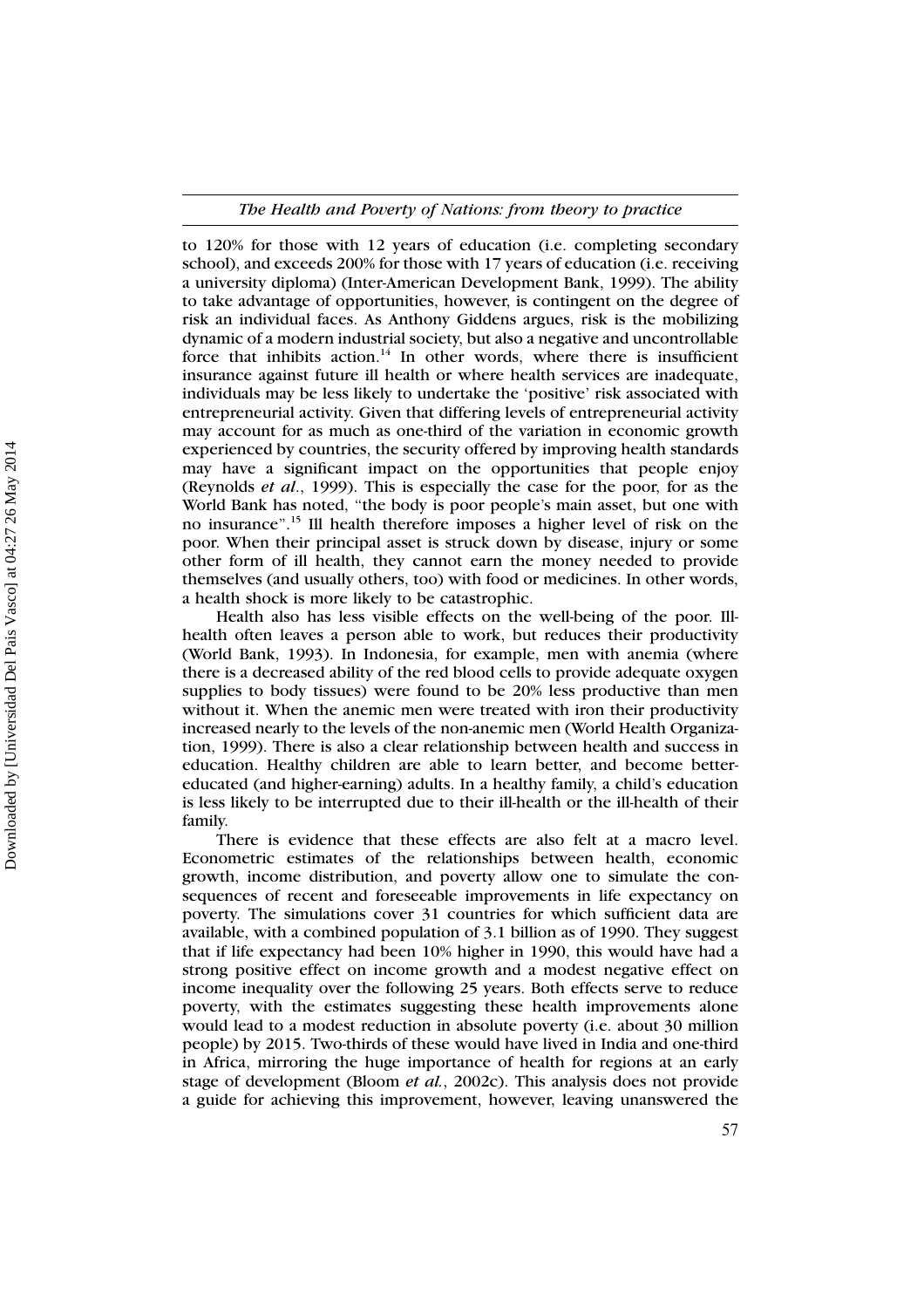to 120% for those with 12 years of education (i.e. completing secondary school), and exceeds 200% for those with 17 years of education (i.e. receiving a university diploma) (Inter-American Development Bank, 1999). The ability to take advantage of opportunities, however, is contingent on the degree of risk an individual faces. As Anthony Giddens argues, risk is the mobilizing dynamic of a modern industrial society, but also a negative and uncontrollable force that inhibits action.[14] In other words, where there is insufficient insurance against future ill health or where health services are inadequate, individuals may be less likely to undertake the 'positive' risk associated with entrepreneurial activity. Given that differing levels of entrepreneurial activity may account for as much as one-third of the variation in economic growth experienced by countries, the security offered by improving health standards may have a significant impact on the opportunities that people enjoy (Reynolds *et al*., 1999). This is especially the case for the poor, for as the World Bank has noted, "the body is poor people's main asset, but one with no insurance".[15] Ill health therefore imposes a higher level of risk on the poor. When their principal asset is struck down by disease, injury or some other form of ill health, they cannot earn the money needed to provide themselves (and usually others, too) with food or medicines. In other words, a health shock is more likely to be catastrophic.

Health also has less visible effects on the well-being of the poor. Ill-health often leaves a person able to work, but reduces their productivity (World Bank, 1993). In Indonesia, for example, men with anemia (where there is a decreased ability of the red blood cells to provide adequate oxygen supplies to body tissues) were found to be 20% less productive than men without it. When the anemic men were treated with iron their productivity increased nearly to the levels of the non-anemic men (World Health Organization, 1999). There is also a clear relationship between health and success in education. Healthy children are able to learn better, and become better-educated (and higher-earning) adults. In a healthy family, a child's education is less likely to be interrupted due to their ill-health or the ill-health of their family.

There is evidence that these effects are also felt at a macro level. Econometric estimates of the relationships between health, economic growth, income distribution, and poverty allow one to simulate the consequences of recent and foreseeable improvements in life expectancy on poverty. The simulations cover 31 countries for which sufficient data are available, with a combined population of 3.1 billion as of 1990. They suggest that if life expectancy had been 10% higher in 1990, this would have had a strong positive effect on income growth and a modest negative effect on income inequality over the following 25 years. Both effects serve to reduce poverty, with the estimates suggesting these health improvements alone would lead to a modest reduction in absolute poverty (i.e. about 30 million people) by 2015. Two-thirds of these would have lived in India and one-third in Africa, mirroring the huge importance of health for regions at an early stage of development (Bloom *et al*., 2002c). This analysis does not provide a guide for achieving this improvement, however, leaving unanswered the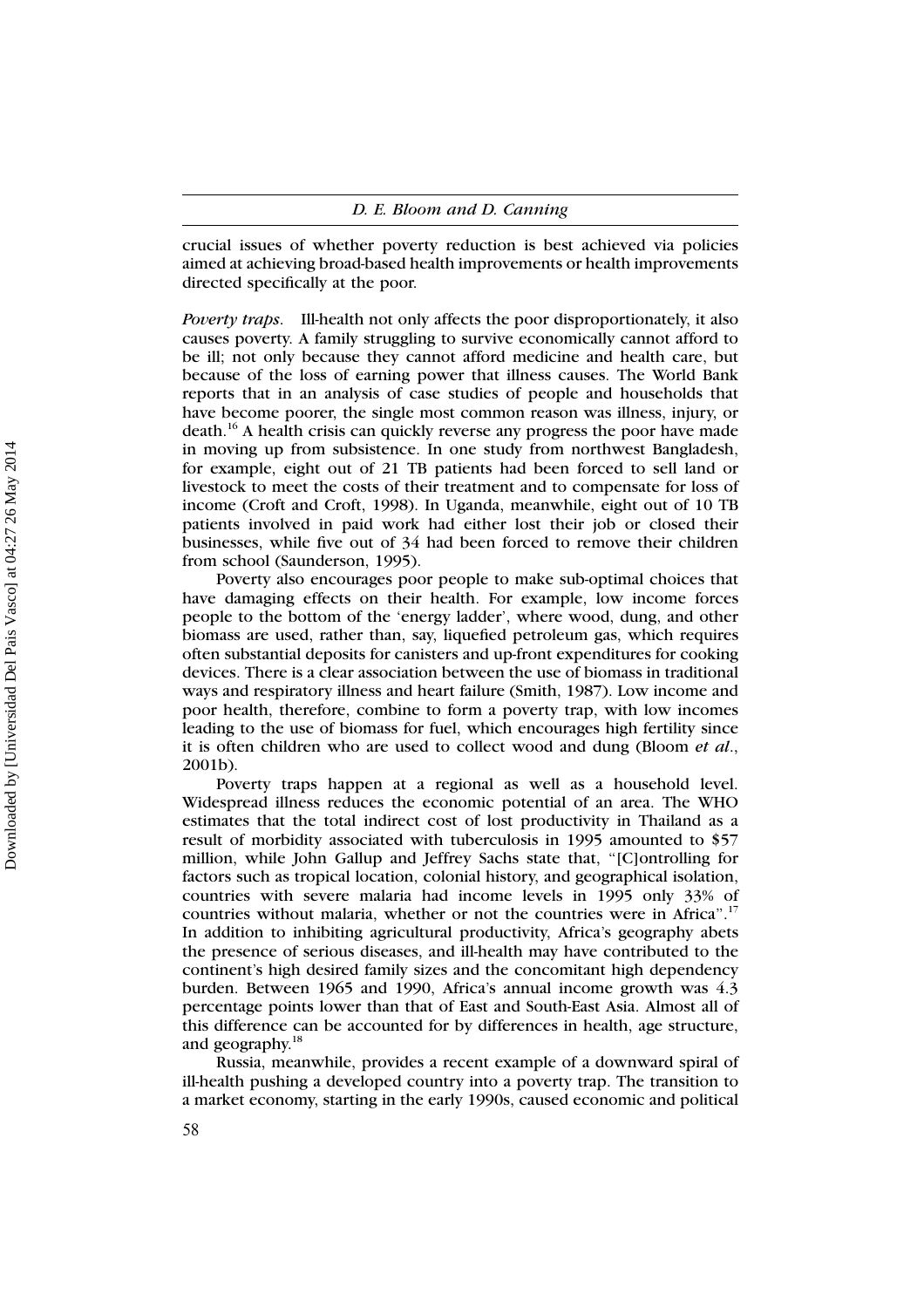crucial issues of whether poverty reduction is best achieved via policies aimed at achieving broad-based health improvements or health improvements directed specifically at the poor.

*Poverty traps*. Ill-health not only affects the poor disproportionately, it also causes poverty. A family struggling to survive economically cannot afford to be ill; not only because they cannot afford medicine and health care, but because of the loss of earning power that illness causes. The World Bank reports that in an analysis of case studies of people and households that have become poorer, the single most common reason was illness, injury, or death.[16] A health crisis can quickly reverse any progress the poor have made in moving up from subsistence. In one study from northwest Bangladesh, for example, eight out of 21 TB patients had been forced to sell land or livestock to meet the costs of their treatment and to compensate for loss of income (Croft and Croft, 1998). In Uganda, meanwhile, eight out of 10 TB patients involved in paid work had either lost their job or closed their businesses, while five out of 34 had been forced to remove their children from school (Saunderson, 1995).

Poverty also encourages poor people to make sub-optimal choices that have damaging effects on their health. For example, low income forces people to the bottom of the 'energy ladder', where wood, dung, and other biomass are used, rather than, say, liquefied petroleum gas, which requires often substantial deposits for canisters and up-front expenditures for cooking devices. There is a clear association between the use of biomass in traditional ways and respiratory illness and heart failure (Smith, 1987). Low income and poor health, therefore, combine to form a poverty trap, with low incomes leading to the use of biomass for fuel, which encourages high fertility since it is often children who are used to collect wood and dung (Bloom *et al*., 2001b).

Poverty traps happen at a regional as well as a household level. Widespread illness reduces the economic potential of an area. The WHO estimates that the total indirect cost of lost productivity in Thailand as a result of morbidity associated with tuberculosis in 1995 amounted to \$57 million, while John Gallup and Jeffrey Sachs state that, "[C]ontrolling for factors such as tropical location, colonial history, and geographical isolation, countries with severe malaria had income levels in 1995 only 33% of countries without malaria, whether or not the countries were in Africa".[17] In addition to inhibiting agricultural productivity, Africa's geography abets the presence of serious diseases, and ill-health may have contributed to the continent's high desired family sizes and the concomitant high dependency burden. Between 1965 and 1990, Africa's annual income growth was 4.3 percentage points lower than that of East and South-East Asia. Almost all of this difference can be accounted for by differences in health, age structure, and geography.[18]

Russia, meanwhile, provides a recent example of a downward spiral of ill-health pushing a developed country into a poverty trap. The transition to a market economy, starting in the early 1990s, caused economic and political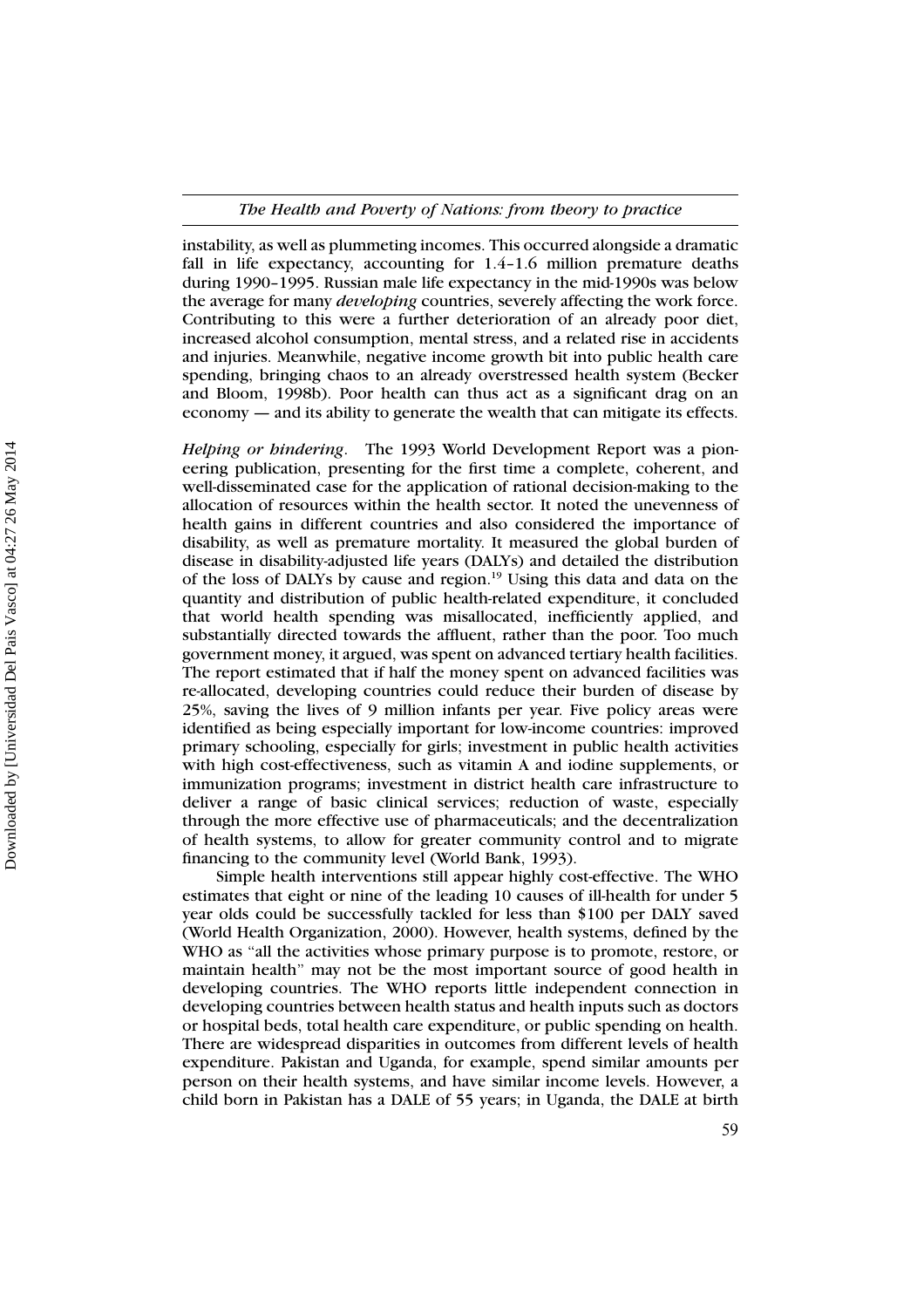instability, as well as plummeting incomes. This occurred alongside a dramatic fall in life expectancy, accounting for 1.4–1.6 million premature deaths during 1990–1995. Russian male life expectancy in the mid-1990s was below the average for many *developing* countries, severely affecting the work force. Contributing to this were a further deterioration of an already poor diet, increased alcohol consumption, mental stress, and a related rise in accidents and injuries. Meanwhile, negative income growth bit into public health care spending, bringing chaos to an already overstressed health system (Becker and Bloom, 1998b). Poor health can thus act as a significant drag on an economy — and its ability to generate the wealth that can mitigate its effects.

*Helping or hindering*. The 1993 World Development Report was a pioneering publication, presenting for the first time a complete, coherent, and well-disseminated case for the application of rational decision-making to the allocation of resources within the health sector. It noted the unevenness of health gains in different countries and also considered the importance of disability, as well as premature mortality. It measured the global burden of disease in disability-adjusted life years (DALYs) and detailed the distribution of the loss of DALYs by cause and region.[19] Using this data and data on the quantity and distribution of public health-related expenditure, it concluded that world health spending was misallocated, inefficiently applied, and substantially directed towards the affluent, rather than the poor. Too much government money, it argued, was spent on advanced tertiary health facilities. The report estimated that if half the money spent on advanced facilities was re-allocated, developing countries could reduce their burden of disease by 25%, saving the lives of 9 million infants per year. Five policy areas were identified as being especially important for low-income countries: improved primary schooling, especially for girls; investment in public health activities with high cost-effectiveness, such as vitamin A and iodine supplements, or immunization programs; investment in district health care infrastructure to deliver a range of basic clinical services; reduction of waste, especially through the more effective use of pharmaceuticals; and the decentralization of health systems, to allow for greater community control and to migrate financing to the community level (World Bank, 1993).

Simple health interventions still appear highly cost-effective. The WHO estimates that eight or nine of the leading 10 causes of ill-health for under 5 year olds could be successfully tackled for less than $100 per DALY saved (World Health Organization, 2000). However, health systems, defined by the WHO as "all the activities whose primary purpose is to promote, restore, or maintain health" may not be the most important source of good health in developing countries. The WHO reports little independent connection in developing countries between health status and health inputs such as doctors or hospital beds, total health care expenditure, or public spending on health. There are widespread disparities in outcomes from different levels of health expenditure. Pakistan and Uganda, for example, spend similar amounts per person on their health systems, and have similar income levels. However, a child born in Pakistan has a DALE of 55 years; in Uganda, the DALE at birth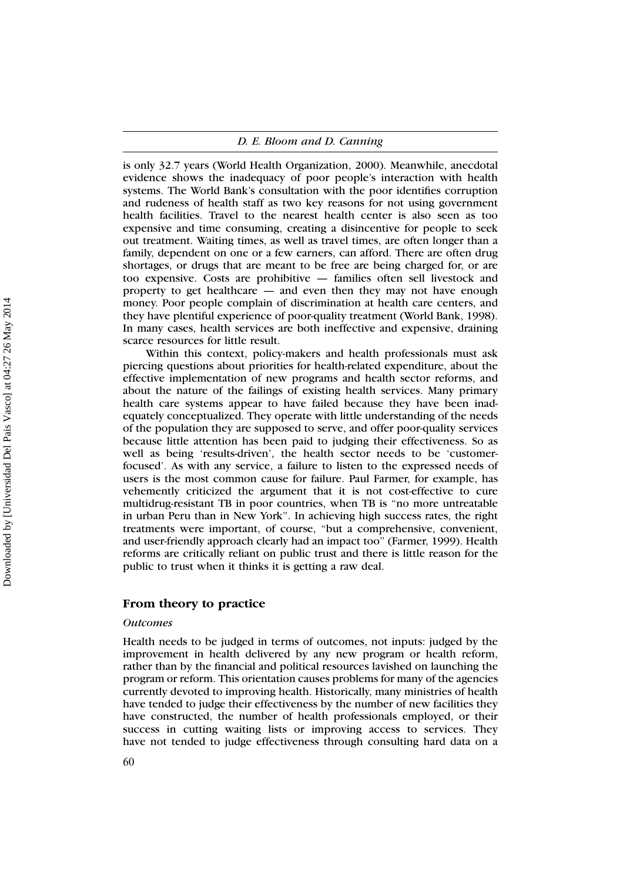is only 32.7 years (World Health Organization, 2000). Meanwhile, anecdotal evidence shows the inadequacy of poor people's interaction with health systems. The World Bank's consultation with the poor identifies corruption and rudeness of health staff as two key reasons for not using government health facilities. Travel to the nearest health center is also seen as too expensive and time consuming, creating a disincentive for people to seek out treatment. Waiting times, as well as travel times, are often longer than a family, dependent on one or a few earners, can afford. There are often drug shortages, or drugs that are meant to be free are being charged for, or are too expensive. Costs are prohibitive — families often sell livestock and property to get healthcare — and even then they may not have enough money. Poor people complain of discrimination at health care centers, and they have plentiful experience of poor-quality treatment (World Bank, 1998). In many cases, health services are both ineffective and expensive, draining scarce resources for little result.

Within this context, policy-makers and health professionals must ask piercing questions about priorities for health-related expenditure, about the effective implementation of new programs and health sector reforms, and about the nature of the failings of existing health services. Many primary health care systems appear to have failed because they have been inadequately conceptualized. They operate with little understanding of the needs of the population they are supposed to serve, and offer poor-quality services because little attention has been paid to judging their effectiveness. So as well as being 'results-driven', the health sector needs to be 'customer-focused'. As with any service, a failure to listen to the expressed needs of users is the most common cause for failure. Paul Farmer, for example, has vehemently criticized the argument that it is not cost-effective to cure multidrug-resistant TB in poor countries, when TB is "no more untreatable in urban Peru than in New York". In achieving high success rates, the right treatments were important, of course, "but a comprehensive, convenient, and user-friendly approach clearly had an impact too" (Farmer, 1999). Health reforms are critically reliant on public trust and there is little reason for the public to trust when it thinks it is getting a raw deal.

## From theory to practice

### *Outcomes*

Health needs to be judged in terms of outcomes, not inputs: judged by the improvement in health delivered by any new program or health reform, rather than by the financial and political resources lavished on launching the program or reform. This orientation causes problems for many of the agencies currently devoted to improving health. Historically, many ministries of health have tended to judge their effectiveness by the number of new facilities they have constructed, the number of health professionals employed, or their success in cutting waiting lists or improving access to services. They have not tended to judge effectiveness through consulting hard data on a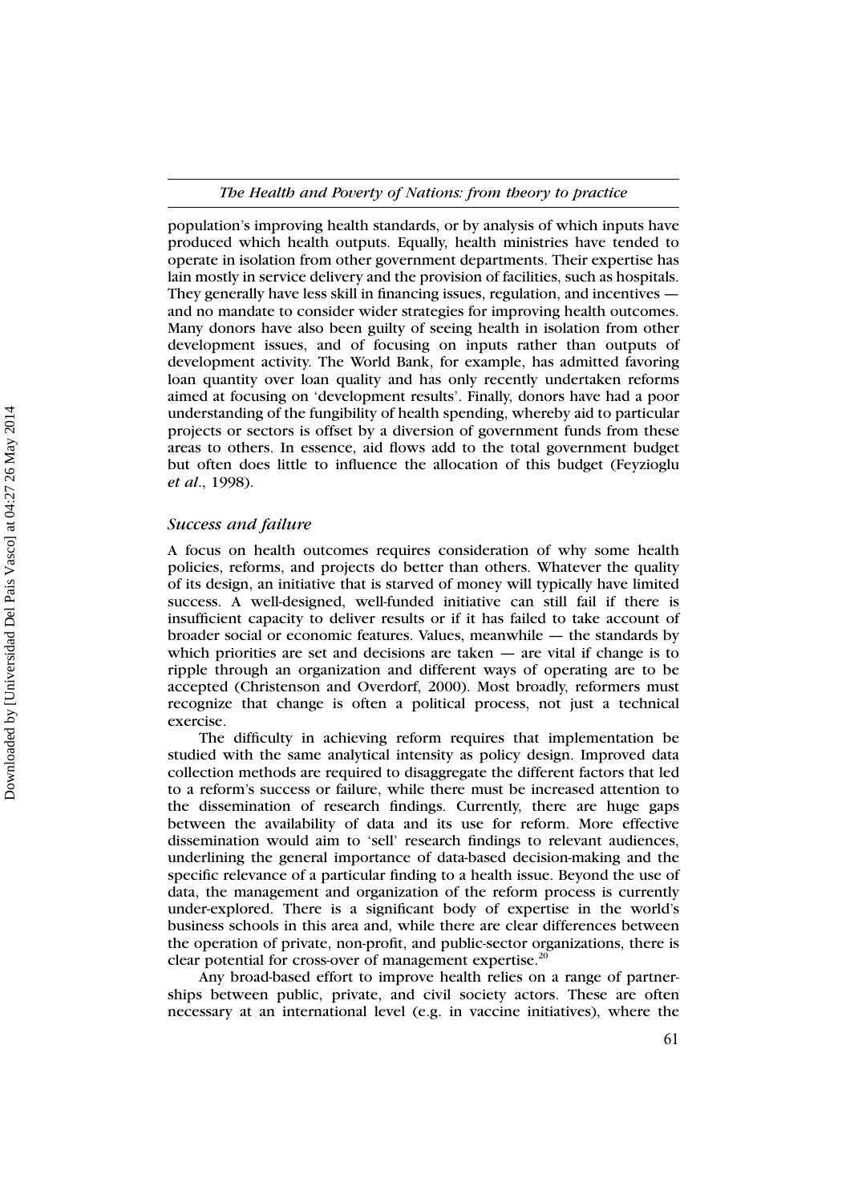population's improving health standards, or by analysis of which inputs have produced which health outputs. Equally, health ministries have tended to operate in isolation from other government departments. Their expertise has lain mostly in service delivery and the provision of facilities, such as hospitals. They generally have less skill in financing issues, regulation, and incentives — and no mandate to consider wider strategies for improving health outcomes. Many donors have also been guilty of seeing health in isolation from other development issues, and of focusing on inputs rather than outputs of development activity. The World Bank, for example, has admitted favoring loan quantity over loan quality and has only recently undertaken reforms aimed at focusing on 'development results'. Finally, donors have had a poor understanding of the fungibility of health spending, whereby aid to particular projects or sectors is offset by a diversion of government funds from these areas to others. In essence, aid flows add to the total government budget but often does little to influence the allocation of this budget (Feyzioglu *et al*., 1998).

### *Success and failure*

A focus on health outcomes requires consideration of why some health policies, reforms, and projects do better than others. Whatever the quality of its design, an initiative that is starved of money will typically have limited success. A well-designed, well-funded initiative can still fail if there is insufficient capacity to deliver results or if it has failed to take account of broader social or economic features. Values, meanwhile — the standards by which priorities are set and decisions are taken — are vital if change is to ripple through an organization and different ways of operating are to be accepted (Christenson and Overdorf, 2000). Most broadly, reformers must recognize that change is often a political process, not just a technical exercise.

The difficulty in achieving reform requires that implementation be studied with the same analytical intensity as policy design. Improved data collection methods are required to disaggregate the different factors that led to a reform's success or failure, while there must be increased attention to the dissemination of research findings. Currently, there are huge gaps between the availability of data and its use for reform. More effective dissemination would aim to 'sell' research findings to relevant audiences, underlining the general importance of data-based decision-making and the specific relevance of a particular finding to a health issue. Beyond the use of data, the management and organization of the reform process is currently under-explored. There is a significant body of expertise in the world's business schools in this area and, while there are clear differences between the operation of private, non-profit, and public-sector organizations, there is clear potential for cross-over of management expertise.[20]

Any broad-based effort to improve health relies on a range of partnerships between public, private, and civil society actors. These are often necessary at an international level (e.g. in vaccine initiatives), where the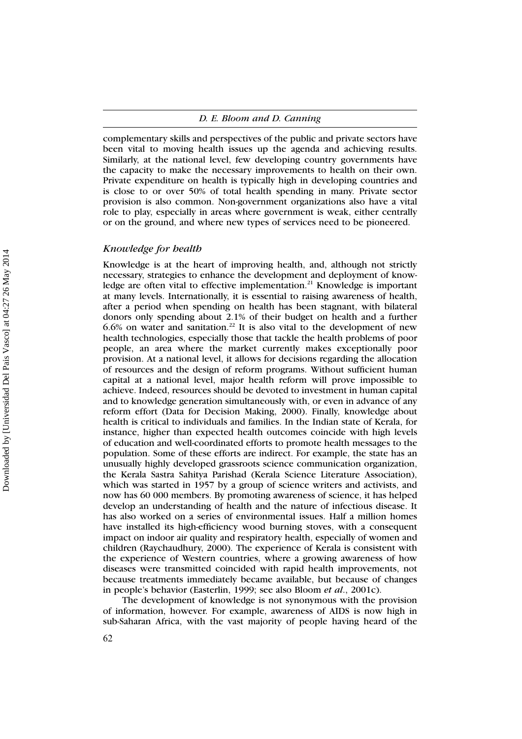complementary skills and perspectives of the public and private sectors have been vital to moving health issues up the agenda and achieving results. Similarly, at the national level, few developing country governments have the capacity to make the necessary improvements to health on their own. Private expenditure on health is typically high in developing countries and is close to or over 50% of total health spending in many. Private sector provision is also common. Non-government organizations also have a vital role to play, especially in areas where government is weak, either centrally or on the ground, and where new types of services need to be pioneered.

### *Knowledge for health*

Knowledge is at the heart of improving health, and, although not strictly necessary, strategies to enhance the development and deployment of knowledge are often vital to effective implementation.[21] Knowledge is important at many levels. Internationally, it is essential to raising awareness of health, after a period when spending on health has been stagnant, with bilateral donors only spending about 2.1% of their budget on health and a further 6.6% on water and sanitation.[22] It is also vital to the development of new health technologies, especially those that tackle the health problems of poor people, an area where the market currently makes exceptionally poor provision. At a national level, it allows for decisions regarding the allocation of resources and the design of reform programs. Without sufficient human capital at a national level, major health reform will prove impossible to achieve. Indeed, resources should be devoted to investment in human capital and to knowledge generation simultaneously with, or even in advance of any reform effort (Data for Decision Making, 2000). Finally, knowledge about health is critical to individuals and families. In the Indian state of Kerala, for instance, higher than expected health outcomes coincide with high levels of education and well-coordinated efforts to promote health messages to the population. Some of these efforts are indirect. For example, the state has an unusually highly developed grassroots science communication organization, the Kerala Sastra Sahitya Parishad (Kerala Science Literature Association), which was started in 1957 by a group of science writers and activists, and now has 60 000 members. By promoting awareness of science, it has helped develop an understanding of health and the nature of infectious disease. It has also worked on a series of environmental issues. Half a million homes have installed its high-efficiency wood burning stoves, with a consequent impact on indoor air quality and respiratory health, especially of women and children (Raychaudhury, 2000). The experience of Kerala is consistent with the experience of Western countries, where a growing awareness of how diseases were transmitted coincided with rapid health improvements, not because treatments immediately became available, but because of changes in people's behavior (Easterlin, 1999; see also Bloom *et al*., 2001c).

The development of knowledge is not synonymous with the provision of information, however. For example, awareness of AIDS is now high in sub-Saharan Africa, with the vast majority of people having heard of the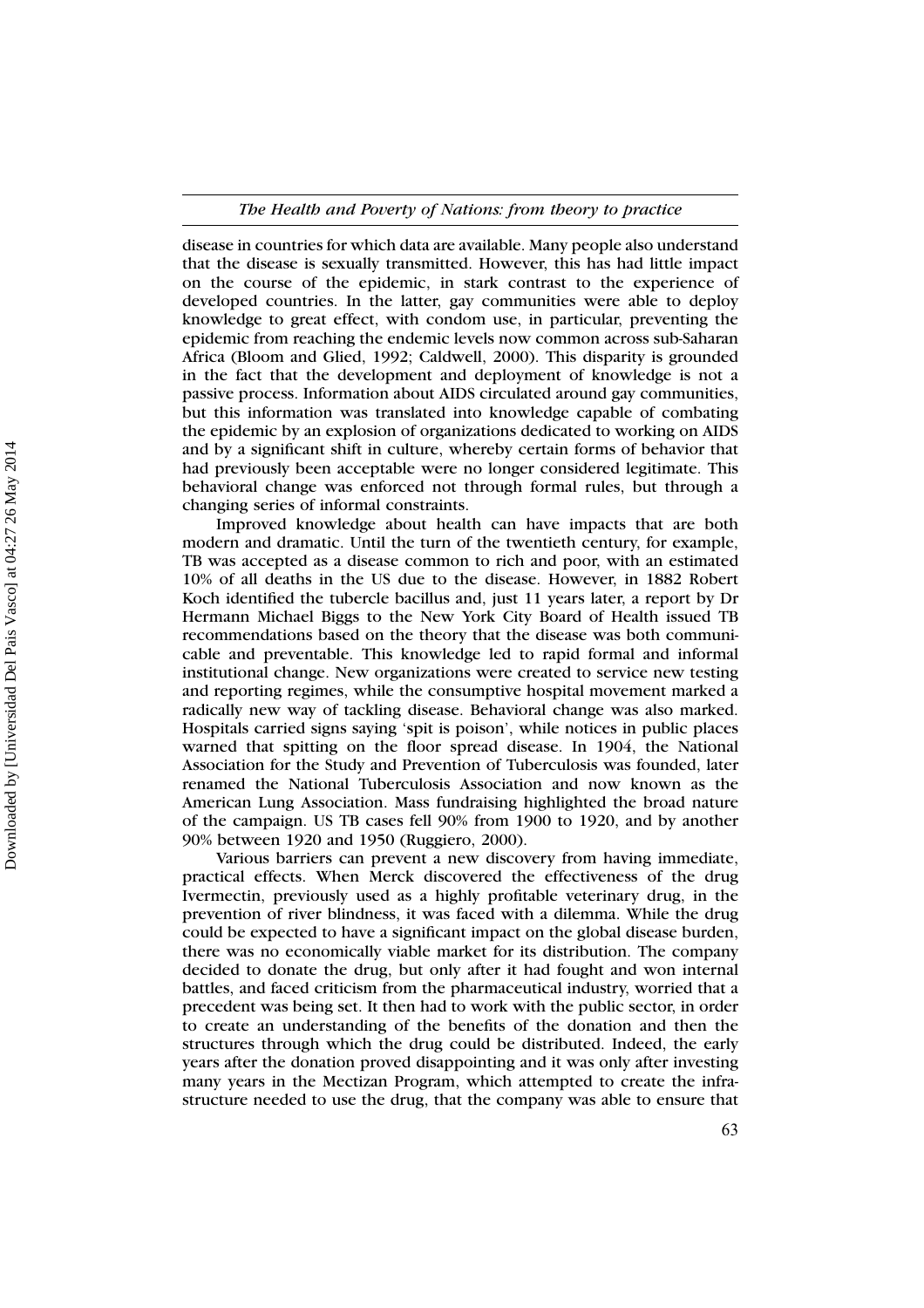disease in countries for which data are available. Many people also understand that the disease is sexually transmitted. However, this has had little impact on the course of the epidemic, in stark contrast to the experience of developed countries. In the latter, gay communities were able to deploy knowledge to great effect, with condom use, in particular, preventing the epidemic from reaching the endemic levels now common across sub-Saharan Africa (Bloom and Glied, 1992; Caldwell, 2000). This disparity is grounded in the fact that the development and deployment of knowledge is not a passive process. Information about AIDS circulated around gay communities, but this information was translated into knowledge capable of combating the epidemic by an explosion of organizations dedicated to working on AIDS and by a significant shift in culture, whereby certain forms of behavior that had previously been acceptable were no longer considered legitimate. This behavioral change was enforced not through formal rules, but through a changing series of informal constraints.

Improved knowledge about health can have impacts that are both modern and dramatic. Until the turn of the twentieth century, for example, TB was accepted as a disease common to rich and poor, with an estimated 10% of all deaths in the US due to the disease. However, in 1882 Robert Koch identified the tubercle bacillus and, just 11 years later, a report by Dr Hermann Michael Biggs to the New York City Board of Health issued TB recommendations based on the theory that the disease was both communicable and preventable. This knowledge led to rapid formal and informal institutional change. New organizations were created to service new testing and reporting regimes, while the consumptive hospital movement marked a radically new way of tackling disease. Behavioral change was also marked. Hospitals carried signs saying 'spit is poison', while notices in public places warned that spitting on the floor spread disease. In 1904, the National Association for the Study and Prevention of Tuberculosis was founded, later renamed the National Tuberculosis Association and now known as the American Lung Association. Mass fundraising highlighted the broad nature of the campaign. US TB cases fell 90% from 1900 to 1920, and by another 90% between 1920 and 1950 (Ruggiero, 2000).

Various barriers can prevent a new discovery from having immediate, practical effects. When Merck discovered the effectiveness of the drug Ivermectin, previously used as a highly profitable veterinary drug, in the prevention of river blindness, it was faced with a dilemma. While the drug could be expected to have a significant impact on the global disease burden, there was no economically viable market for its distribution. The company decided to donate the drug, but only after it had fought and won internal battles, and faced criticism from the pharmaceutical industry, worried that a precedent was being set. It then had to work with the public sector, in order to create an understanding of the benefits of the donation and then the structures through which the drug could be distributed. Indeed, the early years after the donation proved disappointing and it was only after investing many years in the Mectizan Program, which attempted to create the infrastructure needed to use the drug, that the company was able to ensure that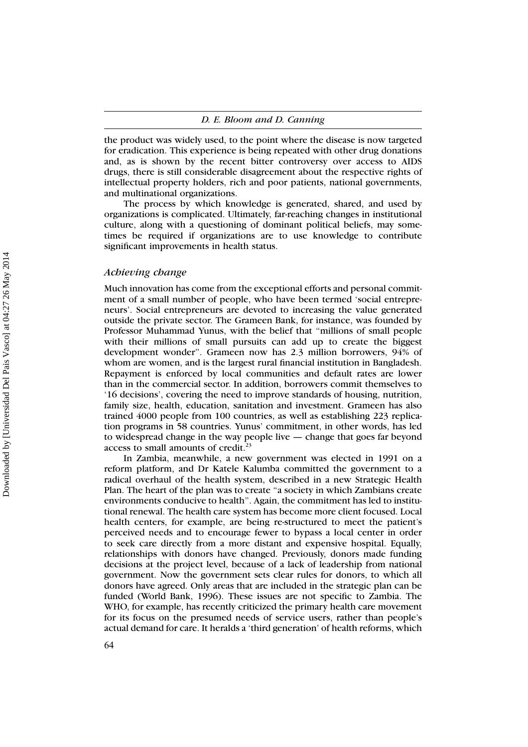the product was widely used, to the point where the disease is now targeted for eradication. This experience is being repeated with other drug donations and, as is shown by the recent bitter controversy over access to AIDS drugs, there is still considerable disagreement about the respective rights of intellectual property holders, rich and poor patients, national governments, and multinational organizations.

The process by which knowledge is generated, shared, and used by organizations is complicated. Ultimately, far-reaching changes in institutional culture, along with a questioning of dominant political beliefs, may sometimes be required if organizations are to use knowledge to contribute significant improvements in health status.

### *Achieving change*

Much innovation has come from the exceptional efforts and personal commitment of a small number of people, who have been termed 'social entrepreneurs'. Social entrepreneurs are devoted to increasing the value generated outside the private sector. The Grameen Bank, for instance, was founded by Professor Muhammad Yunus, with the belief that "millions of small people with their millions of small pursuits can add up to create the biggest development wonder". Grameen now has 2.3 million borrowers, 94% of whom are women, and is the largest rural financial institution in Bangladesh. Repayment is enforced by local communities and default rates are lower than in the commercial sector. In addition, borrowers commit themselves to '16 decisions', covering the need to improve standards of housing, nutrition, family size, health, education, sanitation and investment. Grameen has also trained 4000 people from 100 countries, as well as establishing 223 replication programs in 58 countries. Yunus' commitment, in other words, has led to widespread change in the way people live — change that goes far beyond access to small amounts of credit.[23]

In Zambia, meanwhile, a new government was elected in 1991 on a reform platform, and Dr Katele Kalumba committed the government to a radical overhaul of the health system, described in a new Strategic Health Plan. The heart of the plan was to create "a society in which Zambians create environments conducive to health". Again, the commitment has led to institutional renewal. The health care system has become more client focused. Local health centers, for example, are being re-structured to meet the patient's perceived needs and to encourage fewer to bypass a local center in order to seek care directly from a more distant and expensive hospital. Equally, relationships with donors have changed. Previously, donors made funding decisions at the project level, because of a lack of leadership from national government. Now the government sets clear rules for donors, to which all donors have agreed. Only areas that are included in the strategic plan can be funded (World Bank, 1996). These issues are not specific to Zambia. The WHO, for example, has recently criticized the primary health care movement for its focus on the presumed needs of service users, rather than people's actual demand for care. It heralds a 'third generation' of health reforms, which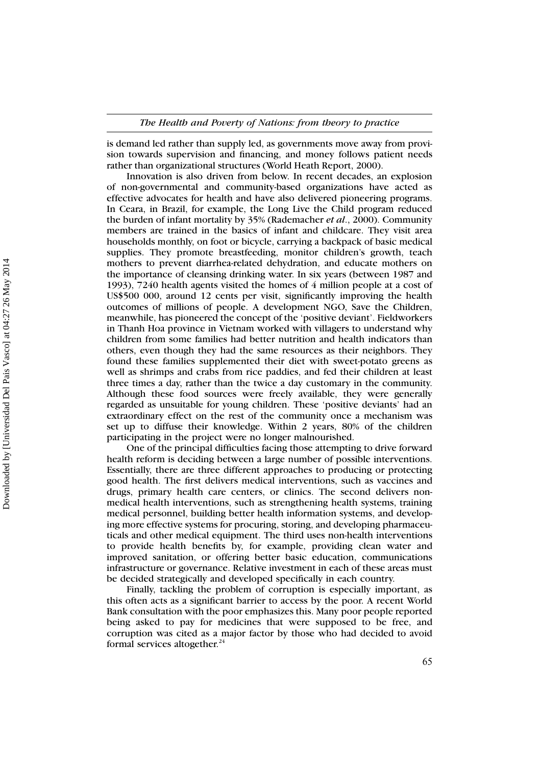is demand led rather than supply led, as governments move away from provision towards supervision and financing, and money follows patient needs rather than organizational structures (World Heath Report, 2000).

Innovation is also driven from below. In recent decades, an explosion of non-governmental and community-based organizations have acted as effective advocates for health and have also delivered pioneering programs. In Ceara, in Brazil, for example, the Long Live the Child program reduced the burden of infant mortality by 35% (Rademacher *et al*., 2000). Community members are trained in the basics of infant and childcare. They visit area households monthly, on foot or bicycle, carrying a backpack of basic medical supplies. They promote breastfeeding, monitor children's growth, teach mothers to prevent diarrhea-related dehydration, and educate mothers on the importance of cleansing drinking water. In six years (between 1987 and 1993), 7240 health agents visited the homes of 4 million people at a cost of US$500 000, around 12 cents per visit, significantly improving the health outcomes of millions of people. A development NGO, Save the Children, meanwhile, has pioneered the concept of the 'positive deviant'. Fieldworkers in Thanh Hoa province in Vietnam worked with villagers to understand why children from some families had better nutrition and health indicators than others, even though they had the same resources as their neighbors. They found these families supplemented their diet with sweet-potato greens as well as shrimps and crabs from rice paddies, and fed their children at least three times a day, rather than the twice a day customary in the community. Although these food sources were freely available, they were generally regarded as unsuitable for young children. These 'positive deviants' had an extraordinary effect on the rest of the community once a mechanism was set up to diffuse their knowledge. Within 2 years, 80% of the children participating in the project were no longer malnourished.

One of the principal difficulties facing those attempting to drive forward health reform is deciding between a large number of possible interventions. Essentially, there are three different approaches to producing or protecting good health. The first delivers medical interventions, such as vaccines and drugs, primary health care centers, or clinics. The second delivers non-medical health interventions, such as strengthening health systems, training medical personnel, building better health information systems, and developing more effective systems for procuring, storing, and developing pharmaceuticals and other medical equipment. The third uses non-health interventions to provide health benefits by, for example, providing clean water and improved sanitation, or offering better basic education, communications infrastructure or governance. Relative investment in each of these areas must be decided strategically and developed specifically in each country.

Finally, tackling the problem of corruption is especially important, as this often acts as a significant barrier to access by the poor. A recent World Bank consultation with the poor emphasizes this. Many poor people reported being asked to pay for medicines that were supposed to be free, and corruption was cited as a major factor by those who had decided to avoid formal services altogether.[24]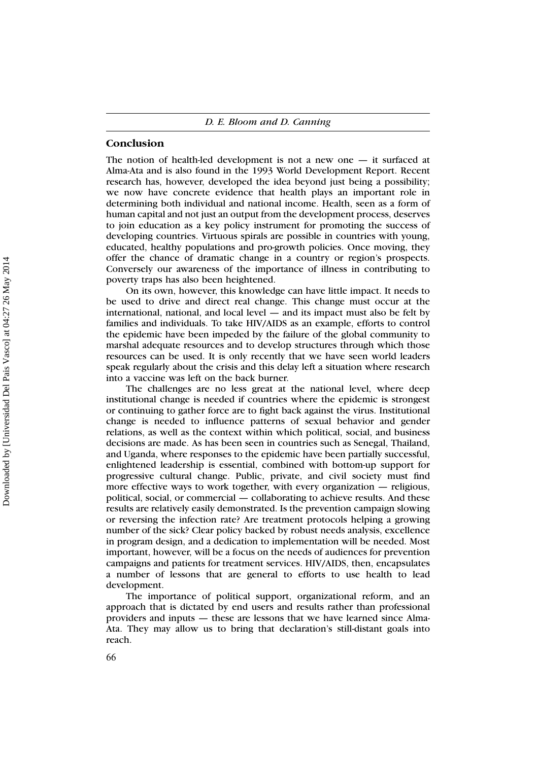## Conclusion

The notion of health-led development is not a new one — it surfaced at Alma-Ata and is also found in the 1993 World Development Report. Recent research has, however, developed the idea beyond just being a possibility; we now have concrete evidence that health plays an important role in determining both individual and national income. Health, seen as a form of human capital and not just an output from the development process, deserves to join education as a key policy instrument for promoting the success of developing countries. Virtuous spirals are possible in countries with young, educated, healthy populations and pro-growth policies. Once moving, they offer the chance of dramatic change in a country or region's prospects. Conversely our awareness of the importance of illness in contributing to poverty traps has also been heightened.

On its own, however, this knowledge can have little impact. It needs to be used to drive and direct real change. This change must occur at the international, national, and local level — and its impact must also be felt by families and individuals. To take HIV/AIDS as an example, efforts to control the epidemic have been impeded by the failure of the global community to marshal adequate resources and to develop structures through which those resources can be used. It is only recently that we have seen world leaders speak regularly about the crisis and this delay left a situation where research into a vaccine was left on the back burner.

The challenges are no less great at the national level, where deep institutional change is needed if countries where the epidemic is strongest or continuing to gather force are to fight back against the virus. Institutional change is needed to influence patterns of sexual behavior and gender relations, as well as the context within which political, social, and business decisions are made. As has been seen in countries such as Senegal, Thailand, and Uganda, where responses to the epidemic have been partially successful, enlightened leadership is essential, combined with bottom-up support for progressive cultural change. Public, private, and civil society must find more effective ways to work together, with every organization — religious, political, social, or commercial — collaborating to achieve results. And these results are relatively easily demonstrated. Is the prevention campaign slowing or reversing the infection rate? Are treatment protocols helping a growing number of the sick? Clear policy backed by robust needs analysis, excellence in program design, and a dedication to implementation will be needed. Most important, however, will be a focus on the needs of audiences for prevention campaigns and patients for treatment services. HIV/AIDS, then, encapsulates a number of lessons that are general to efforts to use health to lead development.

The importance of political support, organizational reform, and an approach that is dictated by end users and results rather than professional providers and inputs — these are lessons that we have learned since Alma-Ata. They may allow us to bring that declaration's still-distant goals into reach.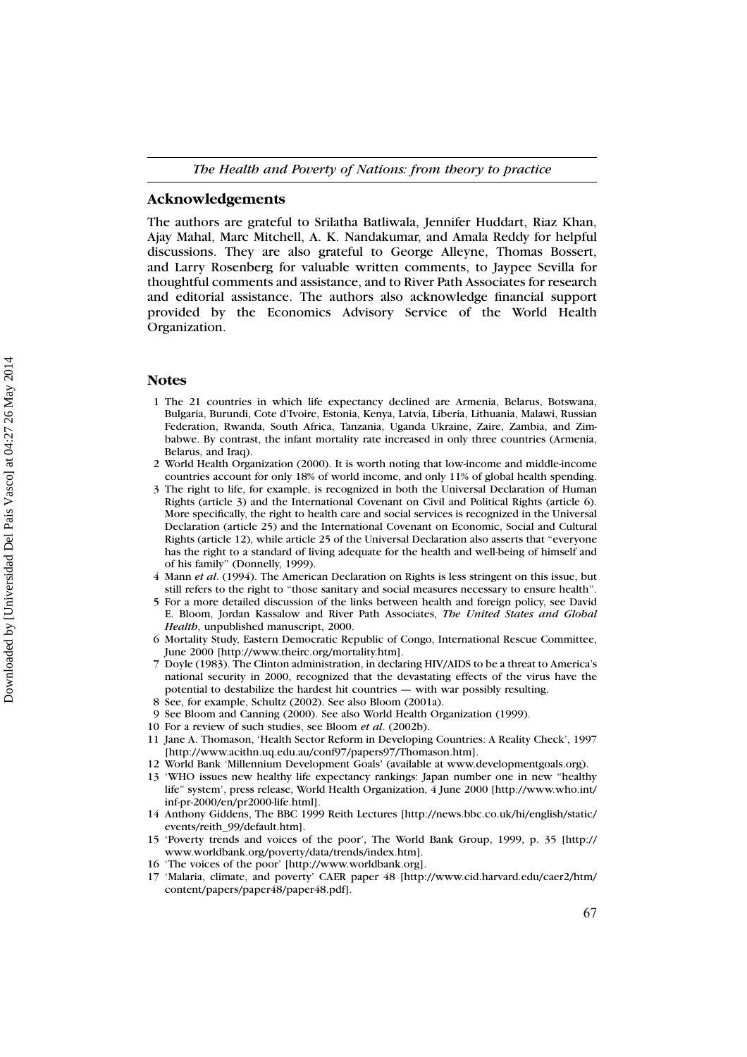## Acknowledgements

The authors are grateful to Srilatha Batliwala, Jennifer Huddart, Riaz Khan, Ajay Mahal, Marc Mitchell, A. K. Nandakumar, and Amala Reddy for helpful discussions. They are also grateful to George Alleyne, Thomas Bossert, and Larry Rosenberg for valuable written comments, to Jaypee Sevilla for thoughtful comments and assistance, and to River Path Associates for research and editorial assistance. The authors also acknowledge financial support provided by the Economics Advisory Service of the World Health Organization.

## Notes

1. The 21 countries in which life expectancy declined are Armenia, Belarus, Botswana, Bulgaria, Burundi, Cote d'Ivoire, Estonia, Kenya, Latvia, Liberia, Lithuania, Malawi, Russian Federation, Rwanda, South Africa, Tanzania, Uganda Ukraine, Zaire, Zambia, and Zimbabwe. By contrast, the infant mortality rate increased in only three countries (Armenia, Belarus, and Iraq).
2. World Health Organization (2000). It is worth noting that low-income and middle-income countries account for only 18% of world income, and only 11% of global health spending.
3. The right to life, for example, is recognized in both the Universal Declaration of Human Rights (article 3) and the International Covenant on Civil and Political Rights (article 6). More specifically, the right to health care and social services is recognized in the Universal Declaration (article 25) and the International Covenant on Economic, Social and Cultural Rights (article 12), while article 25 of the Universal Declaration also asserts that "everyone has the right to a standard of living adequate for the health and well-being of himself and of his family" (Donnelly, 1999).
4. Mann *et al*. (1994). The American Declaration on Rights is less stringent on this issue, but still refers to the right to "those sanitary and social measures necessary to ensure health".
5. For a more detailed discussion of the links between health and foreign policy, see David E. Bloom, Jordan Kassalow and River Path Associates, *The United States and Global Health*, unpublished manuscript, 2000.
6. Mortality Study, Eastern Democratic Republic of Congo, International Rescue Committee, June 2000 [http://www.theirc.org/mortality.htm].
7. Doyle (1983). The Clinton administration, in declaring HIV/AIDS to be a threat to America's national security in 2000, recognized that the devastating effects of the virus have the potential to destabilize the hardest hit countries — with war possibly resulting.
8. See, for example, Schultz (2002). See also Bloom (2001a).
9. See Bloom and Canning (2000). See also World Health Organization (1999).
10. For a review of such studies, see Bloom *et al*. (2002b).
11. Jane A. Thomason, 'Health Sector Reform in Developing Countries: A Reality Check', 1997 [http://www.acithn.uq.edu.au/conf97/papers97/Thomason.htm].
12. World Bank 'Millennium Development Goals' (available at www.developmentgoals.org).
13. 'WHO issues new healthy life expectancy rankings: Japan number one in new "healthy life" system', press release, World Health Organization, 4 June 2000 [http://www.who.int/inf-pr-2000/en/pr2000-life.html].
14. Anthony Giddens, The BBC 1999 Reith Lectures [http://news.bbc.co.uk/hi/english/static/events/reith_99/default.htm].
15. 'Poverty trends and voices of the poor', The World Bank Group, 1999, p. 35 [http://www.worldbank.org/poverty/data/trends/index.htm].
16. 'The voices of the poor' [http://www.worldbank.org].
17. 'Malaria, climate, and poverty' CAER paper 48 [http://www.cid.harvard.edu/caer2/htm/content/papers/paper48/paper48.pdf].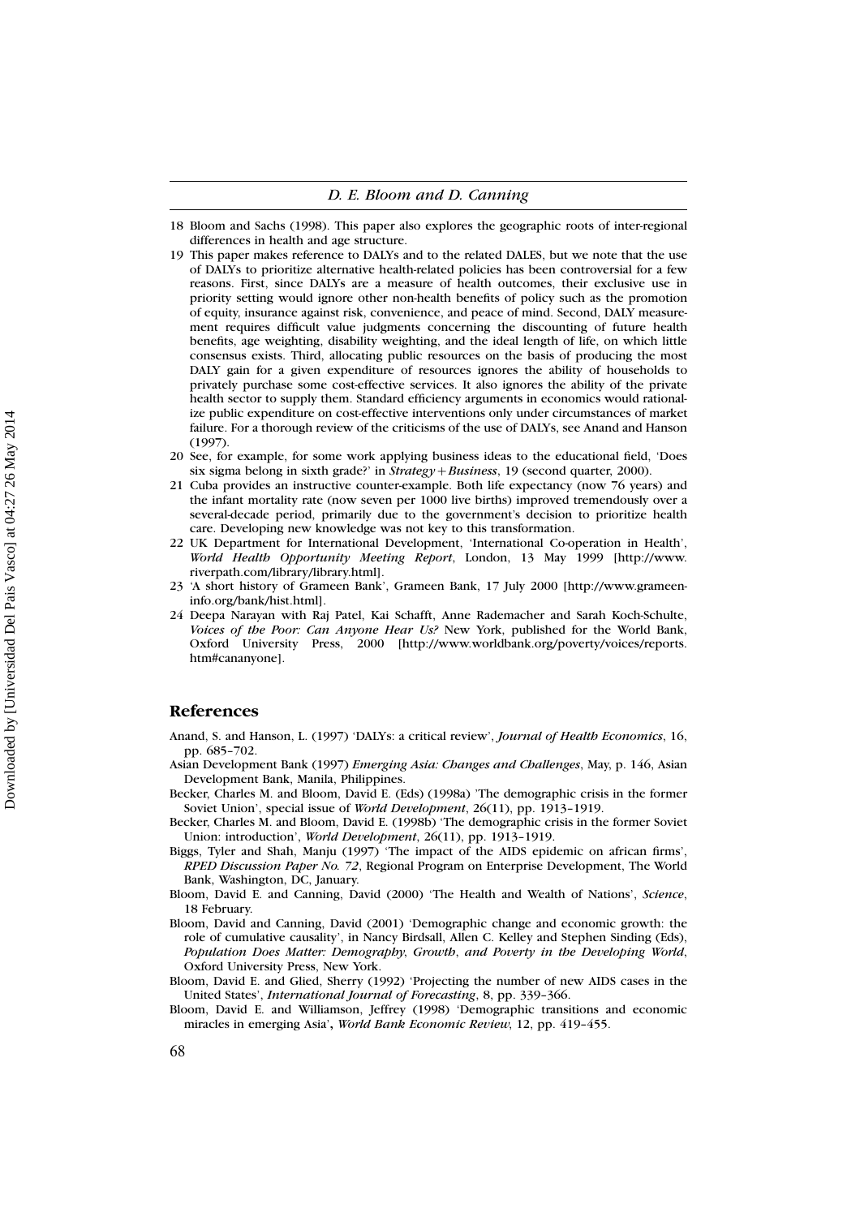18 Bloom and Sachs (1998). This paper also explores the geographic roots of inter-regional differences in health and age structure.

19 This paper makes reference to DALYs and to the related DALES, but we note that the use of DALYs to prioritize alternative health-related policies has been controversial for a few reasons. First, since DALYs are a measure of health outcomes, their exclusive use in priority setting would ignore other non-health benefits of policy such as the promotion of equity, insurance against risk, convenience, and peace of mind. Second, DALY measurement requires difficult value judgments concerning the discounting of future health benefits, age weighting, disability weighting, and the ideal length of life, on which little consensus exists. Third, allocating public resources on the basis of producing the most DALY gain for a given expenditure of resources ignores the ability of households to privately purchase some cost-effective services. It also ignores the ability of the private health sector to supply them. Standard efficiency arguments in economics would rationalize public expenditure on cost-effective interventions only under circumstances of market failure. For a thorough review of the criticisms of the use of DALYs, see Anand and Hanson (1997).

20 See, for example, for some work applying business ideas to the educational field, 'Does six sigma belong in sixth grade?' in *Strategy+Business*, 19 (second quarter, 2000).

21 Cuba provides an instructive counter-example. Both life expectancy (now 76 years) and the infant mortality rate (now seven per 1000 live births) improved tremendously over a several-decade period, primarily due to the government's decision to prioritize health care. Developing new knowledge was not key to this transformation.

22 UK Department for International Development, 'International Co-operation in Health', *World Health Opportunity Meeting Report*, London, 13 May 1999 [http://www.riverpath.com/library/library.html].

23 'A short history of Grameen Bank', Grameen Bank, 17 July 2000 [http://www.grameen-info.org/bank/hist.html].

24 Deepa Narayan with Raj Patel, Kai Schafft, Anne Rademacher and Sarah Koch-Schulte, *Voices of the Poor: Can Anyone Hear Us?* New York, published for the World Bank, Oxford University Press, 2000 [http://www.worldbank.org/poverty/voices/reports.htm#cananyone].

## References

Anand, S. and Hanson, L. (1997) 'DALYs: a critical review', *Journal of Health Economics*, 16, pp. 685–702.

Asian Development Bank (1997) *Emerging Asia: Changes and Challenges*, May, p. 146, Asian Development Bank, Manila, Philippines.

Becker, Charles M. and Bloom, David E. (Eds) (1998a) 'The demographic crisis in the former Soviet Union', special issue of *World Development*, 26(11), pp. 1913–1919.

Becker, Charles M. and Bloom, David E. (1998b) 'The demographic crisis in the former Soviet Union: introduction', *World Development*, 26(11), pp. 1913–1919.

Biggs, Tyler and Shah, Manju (1997) 'The impact of the AIDS epidemic on african firms', *RPED Discussion Paper No. 72*, Regional Program on Enterprise Development, The World Bank, Washington, DC, January.

Bloom, David E. and Canning, David (2000) 'The Health and Wealth of Nations', *Science*, 18 February.

Bloom, David and Canning, David (2001) 'Demographic change and economic growth: the role of cumulative causality', in Nancy Birdsall, Allen C. Kelley and Stephen Sinding (Eds), *Population Does Matter: Demography, Growth, and Poverty in the Developing World*, Oxford University Press, New York.

Bloom, David E. and Glied, Sherry (1992) 'Projecting the number of new AIDS cases in the United States', *International Journal of Forecasting*, 8, pp. 339–366.

Bloom, David E. and Williamson, Jeffrey (1998) 'Demographic transitions and economic miracles in emerging Asia', *World Bank Economic Review*, 12, pp. 419–455.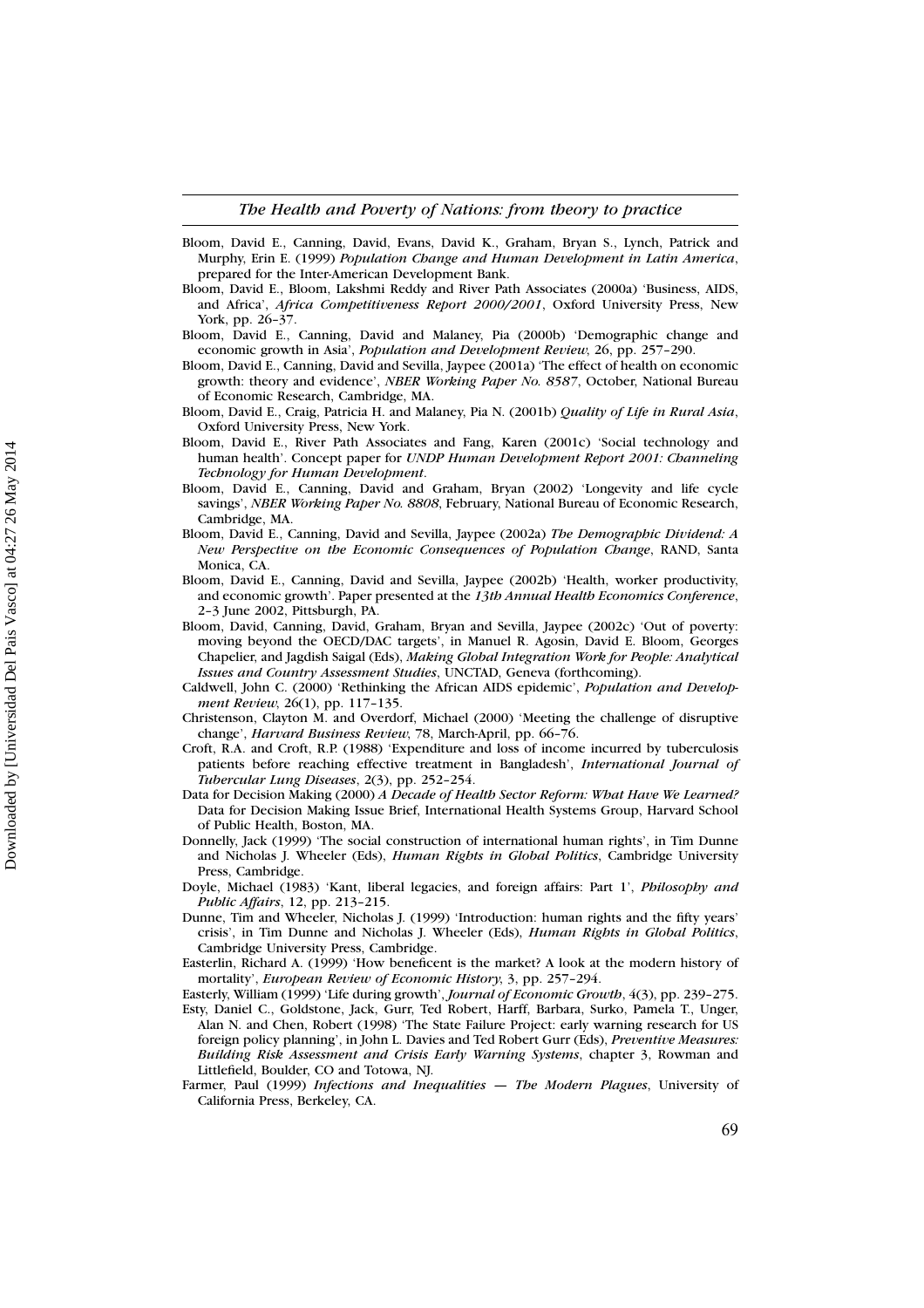Bloom, David E., Canning, David, Evans, David K., Graham, Bryan S., Lynch, Patrick and Murphy, Erin E. (1999) *Population Change and Human Development in Latin America*, prepared for the Inter-American Development Bank.

Bloom, David E., Bloom, Lakshmi Reddy and River Path Associates (2000a) 'Business, AIDS, and Africa', *Africa Competitiveness Report 2000/2001*, Oxford University Press, New York, pp. 26–37.

Bloom, David E., Canning, David and Malaney, Pia (2000b) 'Demographic change and economic growth in Asia', *Population and Development Review*, 26, pp. 257–290.

Bloom, David E., Canning, David and Sevilla, Jaypee (2001a) 'The effect of health on economic growth: theory and evidence', *NBER Working Paper No. 8587*, October, National Bureau of Economic Research, Cambridge, MA.

Bloom, David E., Craig, Patricia H. and Malaney, Pia N. (2001b) *Quality of Life in Rural Asia*, Oxford University Press, New York.

Bloom, David E., River Path Associates and Fang, Karen (2001c) 'Social technology and human health'. Concept paper for *UNDP Human Development Report 2001: Channeling Technology for Human Development*.

Bloom, David E., Canning, David and Graham, Bryan (2002) 'Longevity and life cycle savings', *NBER Working Paper No. 8808*, February, National Bureau of Economic Research, Cambridge, MA.

Bloom, David E., Canning, David and Sevilla, Jaypee (2002a) *The Demographic Dividend: A New Perspective on the Economic Consequences of Population Change*, RAND, Santa Monica, CA.

Bloom, David E., Canning, David and Sevilla, Jaypee (2002b) 'Health, worker productivity, and economic growth'. Paper presented at the *13th Annual Health Economics Conference*, 2–3 June 2002, Pittsburgh, PA.

Bloom, David, Canning, David, Graham, Bryan and Sevilla, Jaypee (2002c) 'Out of poverty: moving beyond the OECD/DAC targets', in Manuel R. Agosin, David E. Bloom, Georges Chapelier, and Jagdish Saigal (Eds), *Making Global Integration Work for People: Analytical Issues and Country Assessment Studies*, UNCTAD, Geneva (forthcoming).

Caldwell, John C. (2000) 'Rethinking the African AIDS epidemic', *Population and Development Review*, 26(1), pp. 117–135.

Christenson, Clayton M. and Overdorf, Michael (2000) 'Meeting the challenge of disruptive change', *Harvard Business Review*, 78, March-April, pp. 66–76.

Croft, R.A. and Croft, R.P. (1988) 'Expenditure and loss of income incurred by tuberculosis patients before reaching effective treatment in Bangladesh', *International Journal of Tubercular Lung Diseases*, 2(3), pp. 252–254.

Data for Decision Making (2000) *A Decade of Health Sector Reform: What Have We Learned?* Data for Decision Making Issue Brief, International Health Systems Group, Harvard School of Public Health, Boston, MA.

Donnelly, Jack (1999) 'The social construction of international human rights', in Tim Dunne and Nicholas J. Wheeler (Eds), *Human Rights in Global Politics*, Cambridge University Press, Cambridge.

Doyle, Michael (1983) 'Kant, liberal legacies, and foreign affairs: Part 1', *Philosophy and Public Affairs*, 12, pp. 213–215.

Dunne, Tim and Wheeler, Nicholas J. (1999) 'Introduction: human rights and the fifty years' crisis', in Tim Dunne and Nicholas J. Wheeler (Eds), *Human Rights in Global Politics*, Cambridge University Press, Cambridge.

Easterlin, Richard A. (1999) 'How beneficent is the market? A look at the modern history of mortality', *European Review of Economic History*, 3, pp. 257–294.

Easterly, William (1999) 'Life during growth', *Journal of Economic Growth*, 4(3), pp. 239–275.

Esty, Daniel C., Goldstone, Jack, Gurr, Ted Robert, Harff, Barbara, Surko, Pamela T., Unger, Alan N. and Chen, Robert (1998) 'The State Failure Project: early warning research for US foreign policy planning', in John L. Davies and Ted Robert Gurr (Eds), *Preventive Measures: Building Risk Assessment and Crisis Early Warning Systems*, chapter 3, Rowman and Littlefield, Boulder, CO and Totowa, NJ.

Farmer, Paul (1999) *Infections and Inequalities — The Modern Plagues*, University of California Press, Berkeley, CA.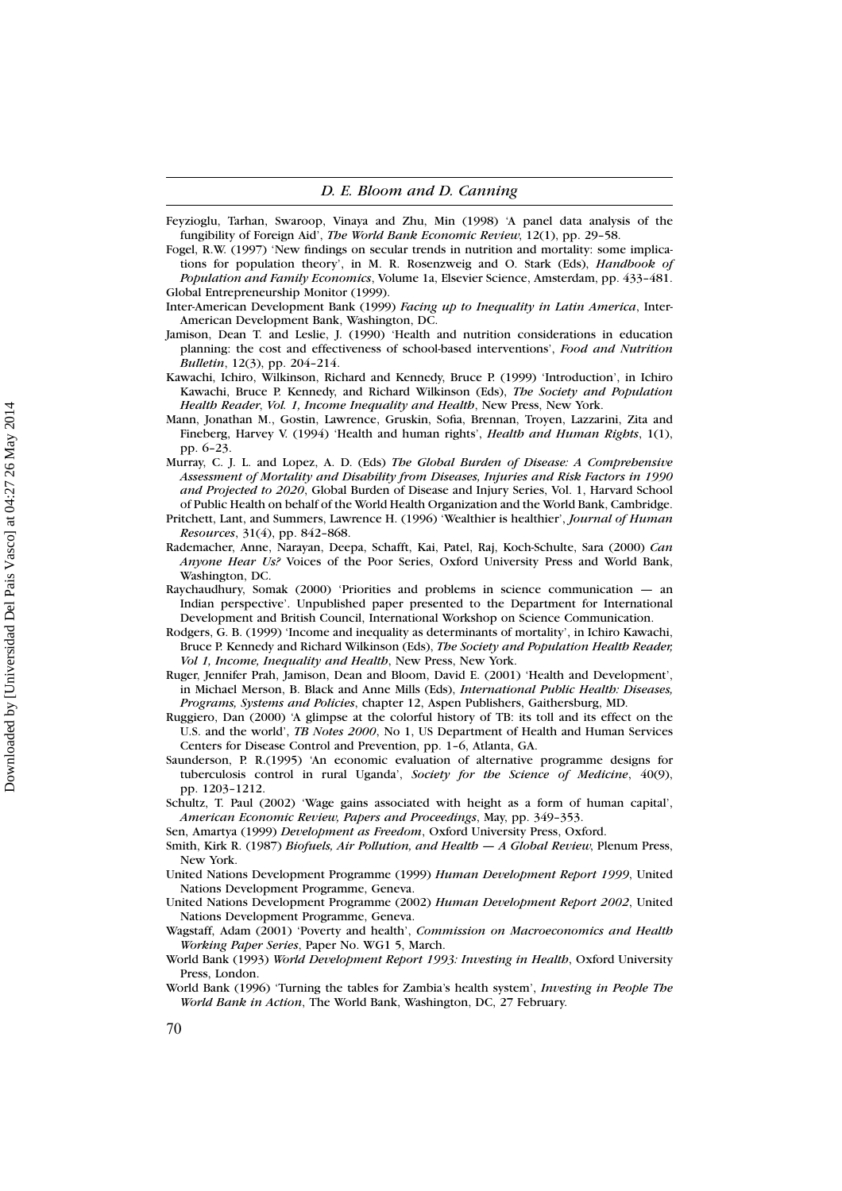Feyzioglu, Tarhan, Swaroop, Vinaya and Zhu, Min (1998) 'A panel data analysis of the fungibility of Foreign Aid', *The World Bank Economic Review*, 12(1), pp. 29–58.

Fogel, R.W. (1997) 'New findings on secular trends in nutrition and mortality: some implications for population theory', in M. R. Rosenzweig and O. Stark (Eds), *Handbook of Population and Family Economics*, Volume 1a, Elsevier Science, Amsterdam, pp. 433–481.

Global Entrepreneurship Monitor (1999).

Inter-American Development Bank (1999) *Facing up to Inequality in Latin America*, Inter-American Development Bank, Washington, DC.

Jamison, Dean T. and Leslie, J. (1990) 'Health and nutrition considerations in education planning: the cost and effectiveness of school-based interventions', *Food and Nutrition Bulletin*, 12(3), pp. 204–214.

Kawachi, Ichiro, Wilkinson, Richard and Kennedy, Bruce P. (1999) 'Introduction', in Ichiro Kawachi, Bruce P. Kennedy, and Richard Wilkinson (Eds), *The Society and Population Health Reader, Vol. 1, Income Inequality and Health*, New Press, New York.

Mann, Jonathan M., Gostin, Lawrence, Gruskin, Sofia, Brennan, Troyen, Lazzarini, Zita and Fineberg, Harvey V. (1994) 'Health and human rights', *Health and Human Rights*, 1(1), pp. 6–23.

Murray, C. J. L. and Lopez, A. D. (Eds) *The Global Burden of Disease: A Comprehensive Assessment of Mortality and Disability from Diseases, Injuries and Risk Factors in 1990 and Projected to 2020*, Global Burden of Disease and Injury Series, Vol. 1, Harvard School of Public Health on behalf of the World Health Organization and the World Bank, Cambridge.

Pritchett, Lant, and Summers, Lawrence H. (1996) 'Wealthier is healthier', *Journal of Human Resources*, 31(4), pp. 842–868.

Rademacher, Anne, Narayan, Deepa, Schafft, Kai, Patel, Raj, Koch-Schulte, Sara (2000) *Can Anyone Hear Us?* Voices of the Poor Series, Oxford University Press and World Bank, Washington, DC.

Raychaudhury, Somak (2000) 'Priorities and problems in science communication — an Indian perspective'. Unpublished paper presented to the Department for International Development and British Council, International Workshop on Science Communication.

Rodgers, G. B. (1999) 'Income and inequality as determinants of mortality', in Ichiro Kawachi, Bruce P. Kennedy and Richard Wilkinson (Eds), *The Society and Population Health Reader, Vol 1, Income, Inequality and Health*, New Press, New York.

Ruger, Jennifer Prah, Jamison, Dean and Bloom, David E. (2001) 'Health and Development', in Michael Merson, B. Black and Anne Mills (Eds), *International Public Health: Diseases, Programs, Systems and Policies*, chapter 12, Aspen Publishers, Gaithersburg, MD.

Ruggiero, Dan (2000) 'A glimpse at the colorful history of TB: its toll and its effect on the U.S. and the world', *TB Notes 2000*, No 1, US Department of Health and Human Services Centers for Disease Control and Prevention, pp. 1–6, Atlanta, GA.

Saunderson, P. R.(1995) 'An economic evaluation of alternative programme designs for tuberculosis control in rural Uganda', *Society for the Science of Medicine*, 40(9), pp. 1203–1212.

Schultz, T. Paul (2002) 'Wage gains associated with height as a form of human capital', *American Economic Review, Papers and Proceedings*, May, pp. 349–353.

Sen, Amartya (1999) *Development as Freedom*, Oxford University Press, Oxford.

Smith, Kirk R. (1987) *Biofuels, Air Pollution, and Health — A Global Review*, Plenum Press, New York.

United Nations Development Programme (1999) *Human Development Report 1999*, United Nations Development Programme, Geneva.

United Nations Development Programme (2002) *Human Development Report 2002*, United Nations Development Programme, Geneva.

Wagstaff, Adam (2001) 'Poverty and health', *Commission on Macroeconomics and Health Working Paper Series*, Paper No. WG1 5, March.

World Bank (1993) *World Development Report 1993: Investing in Health*, Oxford University Press, London.

World Bank (1996) 'Turning the tables for Zambia's health system', *Investing in People The World Bank in Action*, The World Bank, Washington, DC, 27 February.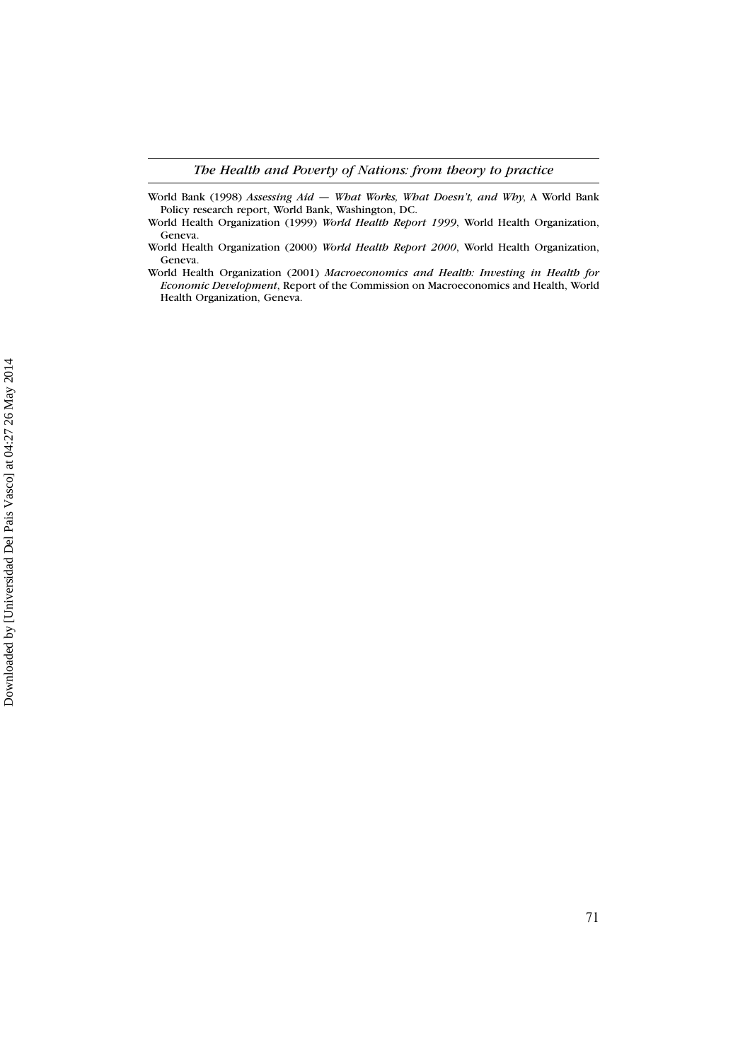World Bank (1998) *Assessing Aid — What Works, What Doesn't, and Why*, A World Bank Policy research report, World Bank, Washington, DC.

World Health Organization (1999) *World Health Report 1999*, World Health Organization, Geneva.

World Health Organization (2000) *World Health Report 2000*, World Health Organization, Geneva.

World Health Organization (2001) *Macroeconomics and Health: Investing in Health for Economic Development*, Report of the Commission on Macroeconomics and Health, World Health Organization, Geneva.